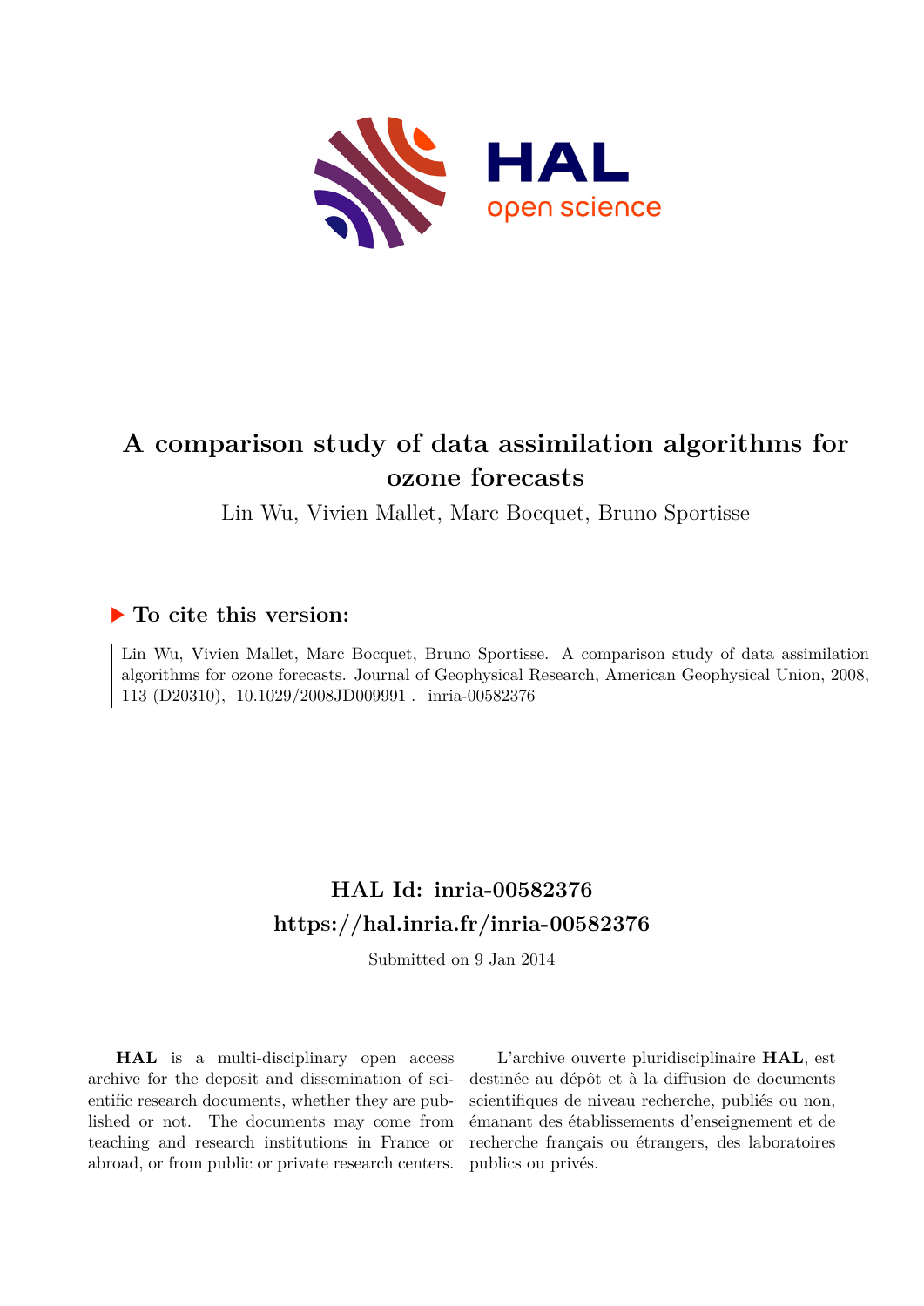# A comparison study of data assimilation algorithms for ozone forecasts

Lin Wu, Vivien Mallet, Marc Bocquet, Bruno Sportisse

## ▶ To cite this version:

Lin Wu, Vivien Mallet, Marc Bocquet, Bruno Sportisse. A comparison study of data assimilation algorithms for ozone forecasts. Journal of Geophysical Research, American Geophysical Union, 2008, 113 (D20310), 10.1029/2008JD009991 . inria-00582376

## HAL Id: inria-00582376

## https://hal.inria.fr/inria-00582376

Submitted on 9 Jan 2014

**HAL** is a multi-disciplinary open access archive for the deposit and dissemination of scientific research documents, whether they are published or not. The documents may come from teaching and research institutions in France or abroad, or from public or private research centers.

L'archive ouverte pluridisciplinaire **HAL**, est destinée au dépôt et à la diffusion de documents scientifiques de niveau recherche, publiés ou non, émanant des établissements d'enseignement et de recherche français ou étrangers, des laboratoires publics ou privés.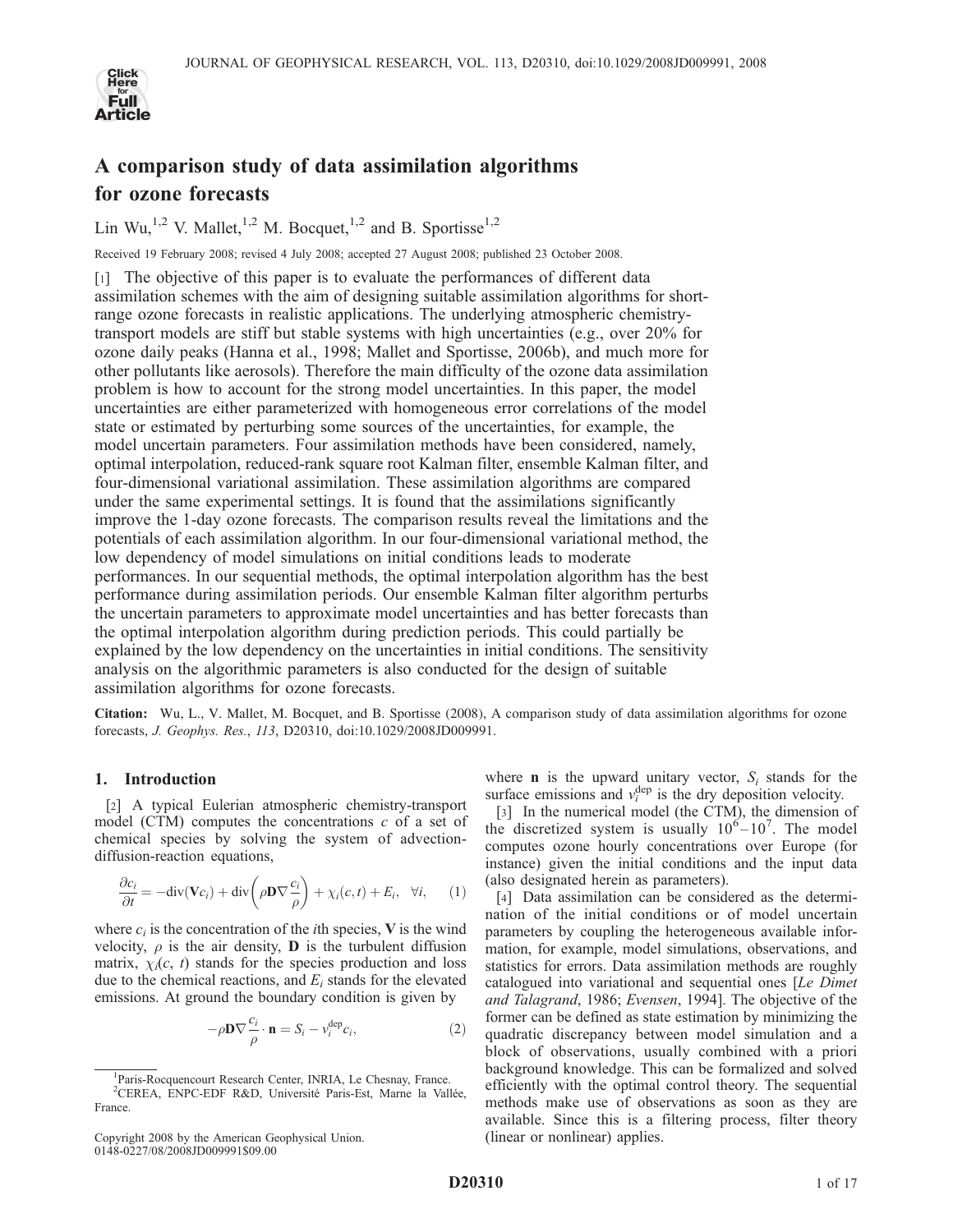# A comparison study of data assimilation algorithms for ozone forecasts

Lin Wu,[1,2] V. Mallet,[1,2] M. Bocquet,[1,2] and B. Sportisse[1,2]

Received 19 February 2008; revised 4 July 2008; accepted 27 August 2008; published 23 October 2008.

[1] The objective of this paper is to evaluate the performances of different data assimilation schemes with the aim of designing suitable assimilation algorithms for short-range ozone forecasts in realistic applications. The underlying atmospheric chemistry-transport models are stiff but stable systems with high uncertainties (e.g., over 20% for ozone daily peaks (Hanna et al., 1998; Mallet and Sportisse, 2006b), and much more for other pollutants like aerosols). Therefore the main difficulty of the ozone data assimilation problem is how to account for the strong model uncertainties. In this paper, the model uncertainties are either parameterized with homogeneous error correlations of the model state or estimated by perturbing some sources of the uncertainties, for example, the model uncertain parameters. Four assimilation methods have been considered, namely, optimal interpolation, reduced-rank square root Kalman filter, ensemble Kalman filter, and four-dimensional variational assimilation. These assimilation algorithms are compared under the same experimental settings. It is found that the assimilations significantly improve the 1-day ozone forecasts. The comparison results reveal the limitations and the potentials of each assimilation algorithm. In our four-dimensional variational method, the low dependency of model simulations on initial conditions leads to moderate performances. In our sequential methods, the optimal interpolation algorithm has the best performance during assimilation periods. Our ensemble Kalman filter algorithm perturbs the uncertain parameters to approximate model uncertainties and has better forecasts than the optimal interpolation algorithm during prediction periods. This could partially be explained by the low dependency on the uncertainties in initial conditions. The sensitivity analysis on the algorithmic parameters is also conducted for the design of suitable assimilation algorithms for ozone forecasts.

**Citation:** Wu, L., V. Mallet, M. Bocquet, and B. Sportisse (2008), A comparison study of data assimilation algorithms for ozone forecasts, *J. Geophys. Res.*, *113*, D20310, doi:10.1029/2008JD009991.

## 1. Introduction

[2] A typical Eulerian atmospheric chemistry-transport model (CTM) computes the concentrations $c$ of a set of chemical species by solving the system of advection-diffusion-reaction equations,

$$\frac{\partial c_i}{\partial t} = -\mathrm{div}(\mathbf{V}c_i) + \mathrm{div}\left(\rho \mathbf{D} \nabla \frac{c_i}{\rho}\right) + \chi_i(c,t) + E_i, \quad \forall i, \tag{1}$$

where $c_i$ is the concentration of the $i$th species, $\mathbf{V}$ is the wind velocity, $\rho$ is the air density, $\mathbf{D}$ is the turbulent diffusion matrix, $\chi_i(c, t)$ stands for the species production and loss due to the chemical reactions, and $E_i$ stands for the elevated emissions. At ground the boundary condition is given by

$$-\rho \mathbf{D} \nabla \frac{c_i}{\rho} \cdot \mathbf{n} = S_i - v_i^{\mathrm{dep}} c_i, \tag{2}$$

where $\mathbf{n}$ is the upward unitary vector, $S_i$ stands for the surface emissions and $v_i^{\mathrm{dep}}$ is the dry deposition velocity.

[3] In the numerical model (the CTM), the dimension of the discretized system is usually $10^6$–$10^7$. The model computes ozone hourly concentrations over Europe (for instance) given the initial conditions and the input data (also designated herein as parameters).

[4] Data assimilation can be considered as the determination of the initial conditions or of model uncertain parameters by coupling the heterogeneous available information, for example, model simulations, observations, and statistics for errors. Data assimilation methods are roughly catalogued into variational and sequential ones [*Le Dimet and Talagrand*, 1986; *Evensen*, 1994]. The objective of the former can be defined as state estimation by minimizing the quadratic discrepancy between model simulation and a block of observations, usually combined with a priori background knowledge. This can be formalized and solved efficiently with the optimal control theory. The sequential methods make use of observations as soon as they are available. Since this is a filtering process, filter theory (linear or nonlinear) applies.

[1] Paris-Rocquencourt Research Center, INRIA, Le Chesnay, France.
[2] CEREA, ENPC-EDF R&D, Université Paris-Est, Marne la Vallée, France.

Copyright 2008 by the American Geophysical Union.
0148-0227/08/2008JD009991$09.00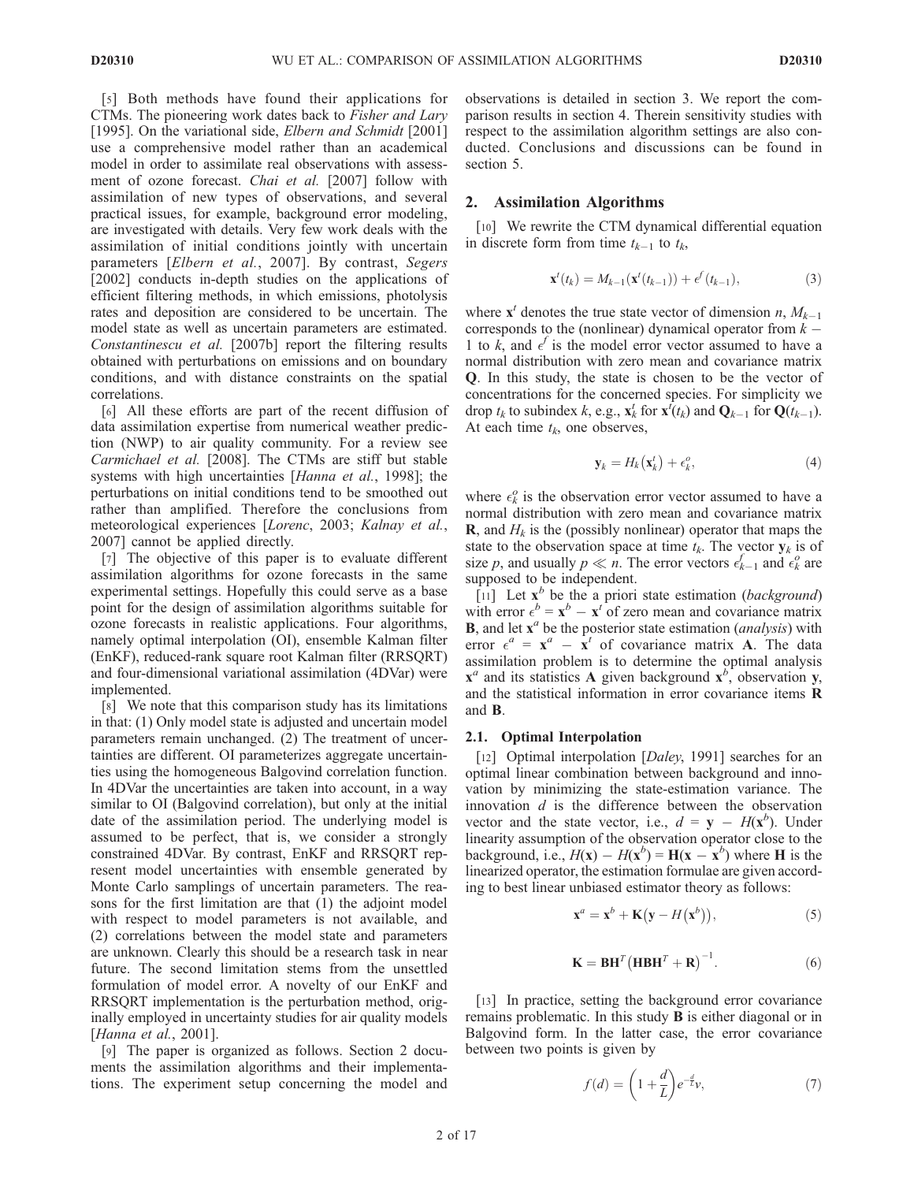[5] Both methods have found their applications for CTMs. The pioneering work dates back to *Fisher and Lary* [1995]. On the variational side, *Elbern and Schmidt* [2001] use a comprehensive model rather than an academical model in order to assimilate real observations with assessment of ozone forecast. *Chai et al.* [2007] follow with assimilation of new types of observations, and several practical issues, for example, background error modeling, are investigated with details. Very few work deals with the assimilation of initial conditions jointly with uncertain parameters [*Elbern et al.*, 2007]. By contrast, *Segers* [2002] conducts in-depth studies on the applications of efficient filtering methods, in which emissions, photolysis rates and deposition are considered to be uncertain. The model state as well as uncertain parameters are estimated. *Constantinescu et al.* [2007b] report the filtering results obtained with perturbations on emissions and on boundary conditions, and with distance constraints on the spatial correlations.

[6] All these efforts are part of the recent diffusion of data assimilation expertise from numerical weather prediction (NWP) to air quality community. For a review see *Carmichael et al.* [2008]. The CTMs are stiff but stable systems with high uncertainties [*Hanna et al.*, 1998]; the perturbations on initial conditions tend to be smoothed out rather than amplified. Therefore the conclusions from meteorological experiences [*Lorenc*, 2003; *Kalnay et al.*, 2007] cannot be applied directly.

[7] The objective of this paper is to evaluate different assimilation algorithms for ozone forecasts in the same experimental settings. Hopefully this could serve as a base point for the design of assimilation algorithms suitable for ozone forecasts in realistic applications. Four algorithms, namely optimal interpolation (OI), ensemble Kalman filter (EnKF), reduced-rank square root Kalman filter (RRSQRT) and four-dimensional variational assimilation (4DVar) were implemented.

[8] We note that this comparison study has its limitations in that: (1) Only model state is adjusted and uncertain model parameters remain unchanged. (2) The treatment of uncertainties are different. OI parameterizes aggregate uncertainties using the homogeneous Balgovind correlation function. In 4DVar the uncertainties are taken into account, in a way similar to OI (Balgovind correlation), but only at the initial date of the assimilation period. The underlying model is assumed to be perfect, that is, we consider a strongly constrained 4DVar. By contrast, EnKF and RRSQRT represent model uncertainties with ensemble generated by Monte Carlo samplings of uncertain parameters. The reasons for the first limitation are that (1) the adjoint model with respect to model parameters is not available, and (2) correlations between the model state and parameters are unknown. Clearly this should be a research task in near future. The second limitation stems from the unsettled formulation of model error. A novelty of our EnKF and RRSQRT implementation is the perturbation method, originally employed in uncertainty studies for air quality models [*Hanna et al.*, 2001].

[9] The paper is organized as follows. Section 2 documents the assimilation algorithms and their implementations. The experiment setup concerning the model and observations is detailed in section 3. We report the comparison results in section 4. Therein sensitivity studies with respect to the assimilation algorithm settings are also conducted. Conclusions and discussions can be found in section 5.

## 2. Assimilation Algorithms

[10] We rewrite the CTM dynamical differential equation in discrete form from time $t_{k-1}$ to $t_k$,

$$\mathbf{x}^t(t_k) = M_{k-1}(\mathbf{x}^t(t_{k-1})) + \epsilon^f(t_{k-1}), \tag{3}$$

where $\mathbf{x}^t$ denotes the true state vector of dimension $n$, $M_{k-1}$ corresponds to the (nonlinear) dynamical operator from $k-1$ to $k$, and $\epsilon^f$ is the model error vector assumed to have a normal distribution with zero mean and covariance matrix $\mathbf{Q}$. In this study, the state is chosen to be the vector of concentrations for the concerned species. For simplicity we drop $t_k$ to subindex $k$, e.g., $\mathbf{x}_k^t$ for $\mathbf{x}^t(t_k)$ and $\mathbf{Q}_{k-1}$ for $\mathbf{Q}(t_{k-1})$. At each time $t_k$, one observes,

$$\mathbf{y}_k = H_k\left(\mathbf{x}_k^t\right) + \epsilon_k^o, \tag{4}$$

where $\epsilon_k^o$ is the observation error vector assumed to have a normal distribution with zero mean and covariance matrix $\mathbf{R}$, and $H_k$ is the (possibly nonlinear) operator that maps the state to the observation space at time $t_k$. The vector $\mathbf{y}_k$ is of size $p$, and usually $p \ll n$. The error vectors $\epsilon_{k-1}^f$ and $\epsilon_k^o$ are supposed to be independent.

[11] Let $\mathbf{x}^b$ be the a priori state estimation (*background*) with error $\epsilon^b = \mathbf{x}^b - \mathbf{x}^t$ of zero mean and covariance matrix $\mathbf{B}$, and let $\mathbf{x}^a$ be the posterior state estimation (*analysis*) with error $\epsilon^a = \mathbf{x}^a - \mathbf{x}^t$ of covariance matrix $\mathbf{A}$. The data assimilation problem is to determine the optimal analysis $\mathbf{x}^a$ and its statistics $\mathbf{A}$ given background $\mathbf{x}^b$, observation $\mathbf{y}$, and the statistical information in error covariance items $\mathbf{R}$ and $\mathbf{B}$.

### 2.1. Optimal Interpolation

[12] Optimal interpolation [*Daley*, 1991] searches for an optimal linear combination between background and innovation by minimizing the state-estimation variance. The innovation $d$ is the difference between the observation vector and the state vector, i.e., $d = \mathbf{y} - H(\mathbf{x}^b)$. Under linearity assumption of the observation operator close to the background, i.e., $H(\mathbf{x}) - H(\mathbf{x}^b) = \mathbf{H}(\mathbf{x} - \mathbf{x}^b)$ where $\mathbf{H}$ is the linearized operator, the estimation formulae are given according to best linear unbiased estimator theory as follows:

$$\mathbf{x}^a = \mathbf{x}^b + \mathbf{K}\left(\mathbf{y} - H\left(\mathbf{x}^b\right)\right), \tag{5}$$

$$\mathbf{K} = \mathbf{B}\mathbf{H}^T\left(\mathbf{H}\mathbf{B}\mathbf{H}^T + \mathbf{R}\right)^{-1}. \tag{6}$$

[13] In practice, setting the background error covariance remains problematic. In this study $\mathbf{B}$ is either diagonal or in Balgovind form. In the latter case, the error covariance between two points is given by

$$f(d) = \left(1 + \frac{d}{L}\right)e^{-\frac{d}{L}}v, \tag{7}$$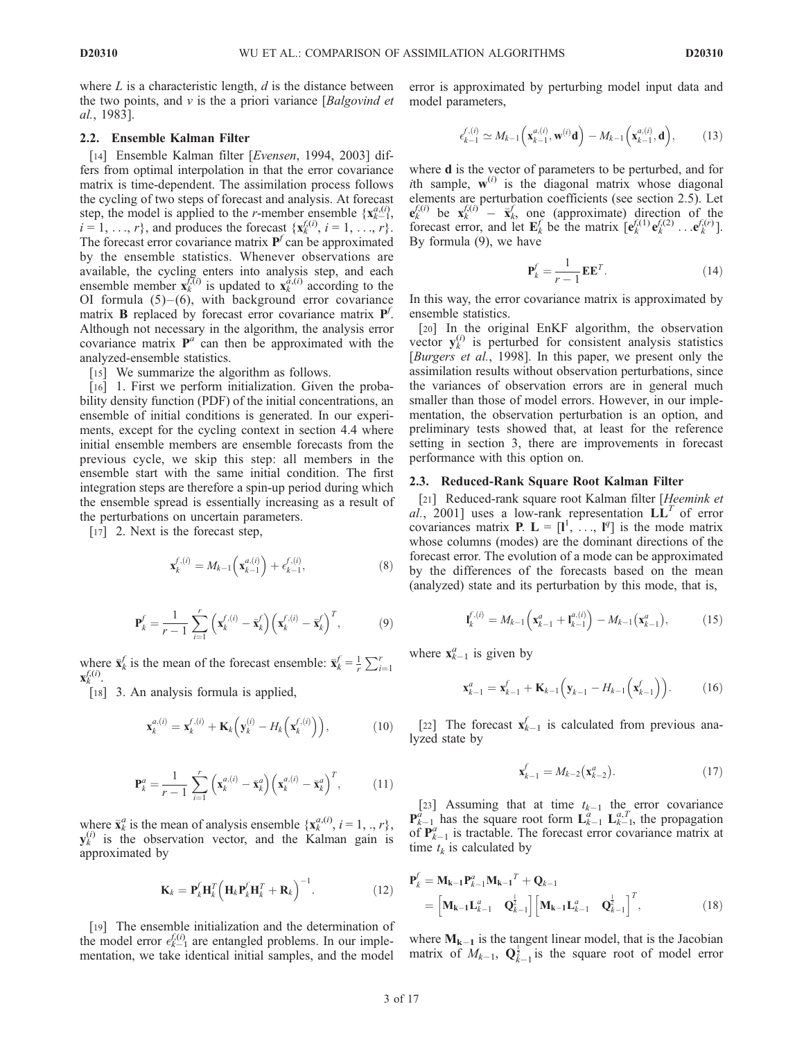where $L$ is a characteristic length, $d$ is the distance between the two points, and $v$ is the a priori variance [*Balgovind et al.*, 1983].

### 2.2. Ensemble Kalman Filter

[14] Ensemble Kalman filter [*Evensen*, 1994, 2003] differs from optimal interpolation in that the error covariance matrix is time-dependent. The assimilation process follows the cycling of two steps of forecast and analysis. At forecast step, the model is applied to the $r$-member ensemble $\{\mathbf{x}_{k-1}^{a,(i)}, i = 1, \ldots, r\}$, and produces the forecast $\{\mathbf{x}_k^{f,(i)}, i = 1, \ldots, r\}$. The forecast error covariance matrix $\mathbf{P}^f$ can be approximated by the ensemble statistics. Whenever observations are available, the cycling enters into analysis step, and each ensemble member $\mathbf{x}_k^{f,(i)}$ is updated to $\mathbf{x}_k^{a,(i)}$ according to the OI formula (5)–(6), with background error covariance matrix $\mathbf{B}$ replaced by forecast error covariance matrix $\mathbf{P}^f$. Although not necessary in the algorithm, the analysis error covariance matrix $\mathbf{P}^a$ can then be approximated with the analyzed-ensemble statistics.

[15] We summarize the algorithm as follows.

[16] 1. First we perform initialization. Given the probability density function (PDF) of the initial concentrations, an ensemble of initial conditions is generated. In our experiments, except for the cycling context in section 4.4 where initial ensemble members are ensemble forecasts from the previous cycle, we skip this step: all members in the ensemble start with the same initial condition. The first integration steps are therefore a spin-up period during which the ensemble spread is essentially increasing as a result of the perturbations on uncertain parameters.

[17] 2. Next is the forecast step,

$$\mathbf{x}_k^{f,(i)} = M_{k-1}\left(\mathbf{x}_{k-1}^{a,(i)}\right) + \epsilon_{k-1}^{f,(i)}, \tag{8}$$

$$\mathbf{P}_k^f = \frac{1}{r-1}\sum_{i=1}^{r}\left(\mathbf{x}_k^{f,(i)} - \bar{\mathbf{x}}_k^f\right)\left(\mathbf{x}_k^{f,(i)} - \bar{\mathbf{x}}_k^f\right)^T, \tag{9}$$

where $\bar{\mathbf{x}}_k^f$ is the mean of the forecast ensemble: $\bar{\mathbf{x}}_k^f = \frac{1}{r}\sum_{i=1}^{r}\mathbf{x}_k^{f,(i)}$.

[18] 3. An analysis formula is applied,

$$\mathbf{x}_k^{a,(i)} = \mathbf{x}_k^{f,(i)} + \mathbf{K}_k\left(\mathbf{y}_k^{(i)} - H_k\left(\mathbf{x}_k^{f,(i)}\right)\right), \tag{10}$$

$$\mathbf{P}_k^a = \frac{1}{r-1}\sum_{i=1}^{r}\left(\mathbf{x}_k^{a,(i)} - \bar{\mathbf{x}}_k^a\right)\left(\mathbf{x}_k^{a,(i)} - \bar{\mathbf{x}}_k^a\right)^T, \tag{11}$$

where $\bar{\mathbf{x}}_k^a$ is the mean of analysis ensemble $\{\mathbf{x}_k^{a,(i)}, i = 1, .., r\}$, $\mathbf{y}_k^{(i)}$ is the observation vector, and the Kalman gain is approximated by

$$\mathbf{K}_k = \mathbf{P}_k^f\mathbf{H}_k^T\left(\mathbf{H}_k\mathbf{P}_k^f\mathbf{H}_k^T + \mathbf{R}_k\right)^{-1}. \tag{12}$$

[19] The ensemble initialization and the determination of the model error $\epsilon_{k-1}^{f,(i)}$ are entangled problems. In our implementation, we take identical initial samples, and the model error is approximated by perturbing model input data and model parameters,

$$\epsilon_{k-1}^{f,(i)} \simeq M_{k-1}\left(\mathbf{x}_{k-1}^{a,(i)}, \mathbf{w}^{(i)}\mathbf{d}\right) - M_{k-1}\left(\mathbf{x}_{k-1}^{a,(i)}, \mathbf{d}\right), \tag{13}$$

where $\mathbf{d}$ is the vector of parameters to be perturbed, and for $i$th sample, $\mathbf{w}^{(i)}$ is the diagonal matrix whose diagonal elements are perturbation coefficients (see section 2.5). Let $\mathbf{e}_k^{f,(i)}$ be $\mathbf{x}_k^{f,(i)} - \bar{\mathbf{x}}_k^f$, one (approximate) direction of the forecast error, and let $\mathbf{E}_k^f$ be the matrix $[\mathbf{e}_k^{f,(1)}\,\mathbf{e}_k^{f,(2)}\ldots\mathbf{e}_k^{f,(r)}]$. By formula (9), we have

$$\mathbf{P}_k^f = \frac{1}{r-1}\mathbf{E}\mathbf{E}^T. \tag{14}$$

In this way, the error covariance matrix is approximated by ensemble statistics.

[20] In the original EnKF algorithm, the observation vector $\mathbf{y}_k^{(i)}$ is perturbed for consistent analysis statistics [*Burgers et al.*, 1998]. In this paper, we present only the assimilation results without observation perturbations, since the variances of observation errors are in general much smaller than those of model errors. However, in our implementation, the observation perturbation is an option, and preliminary tests showed that, at least for the reference setting in section 3, there are improvements in forecast performance with this option on.

### 2.3. Reduced-Rank Square Root Kalman Filter

[21] Reduced-rank square root Kalman filter [*Heemink et al.*, 2001] uses a low-rank representation $\mathbf{L}\mathbf{L}^T$ of error covariances matrix $\mathbf{P}$. $\mathbf{L} = [\mathbf{l}^1, \ldots, \mathbf{l}^q]$ is the mode matrix whose columns (modes) are the dominant directions of the forecast error. The evolution of a mode can be approximated by the differences of the forecasts based on the mean (analyzed) state and its perturbation by this mode, that is,

$$\mathbf{l}_k^{f,(i)} = M_{k-1}\left(\mathbf{x}_{k-1}^a + \mathbf{l}_{k-1}^{a,(i)}\right) - M_{k-1}\left(\mathbf{x}_{k-1}^a\right), \tag{15}$$

where $\mathbf{x}_{k-1}^a$ is given by

$$\mathbf{x}_{k-1}^a = \mathbf{x}_{k-1}^f + \mathbf{K}_{k-1}\left(\mathbf{y}_{k-1} - H_{k-1}\left(\mathbf{x}_{k-1}^f\right)\right). \tag{16}$$

[22] The forecast $\mathbf{x}_{k-1}^f$ is calculated from previous analyzed state by

$$\mathbf{x}_{k-1}^f = M_{k-2}\left(\mathbf{x}_{k-2}^a\right). \tag{17}$$

[23] Assuming that at time $t_{k-1}$ the error covariance $\mathbf{P}_{k-1}^a$ has the square root form $\mathbf{L}_{k-1}^a\mathbf{L}_{k-1}^{a,T}$, the propagation of $\mathbf{P}_{k-1}^a$ is tractable. The forecast error covariance matrix at time $t_k$ is calculated by

$$\begin{aligned}\mathbf{P}_k^f &= \mathbf{M_{k-1}}\mathbf{P}_{k-1}^a\mathbf{M_{k-1}}^T + \mathbf{Q}_{k-1}\\ &= \left[\mathbf{M_{k-1}}\mathbf{L}_{k-1}^a \quad \mathbf{Q}_{k-1}^{\frac{1}{2}}\right]\left[\mathbf{M_{k-1}}\mathbf{L}_{k-1}^a \quad \mathbf{Q}_{k-1}^{\frac{1}{2}}\right]^T,\end{aligned} \tag{18}$$

where $\mathbf{M_{k-1}}$ is the tangent linear model, that is the Jacobian matrix of $M_{k-1}$, $\mathbf{Q}_{k-1}^{\frac{1}{2}}$ is the square root of model error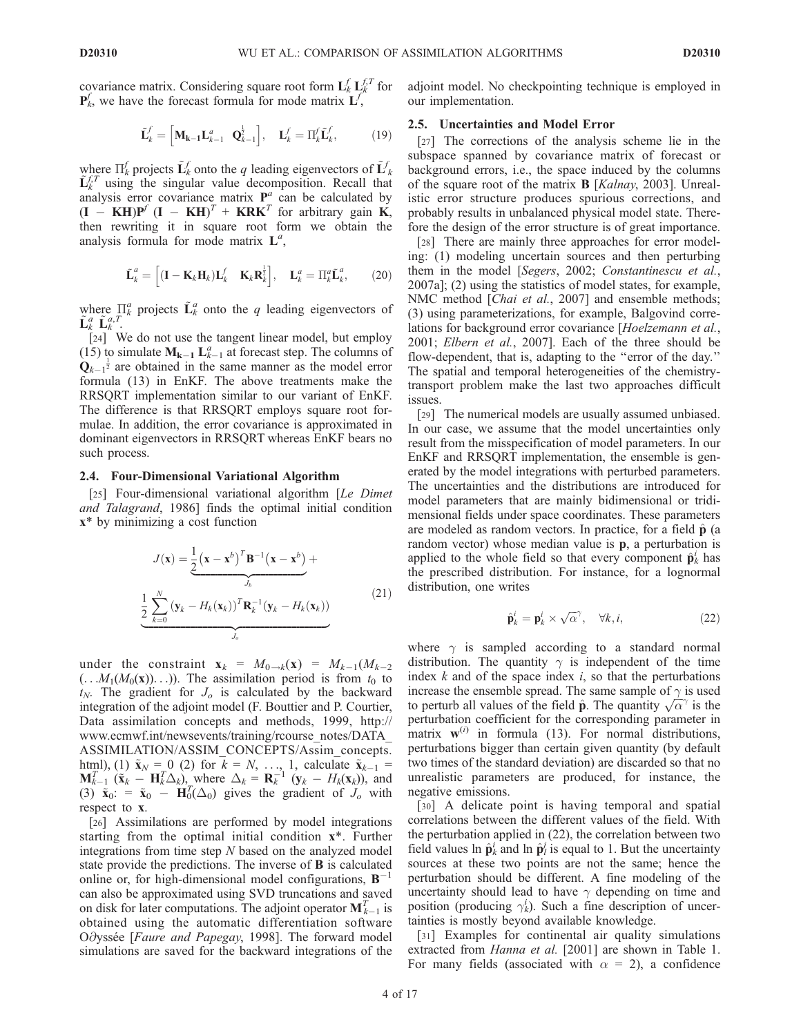covariance matrix. Considering square root form $\mathbf{L}_k^f \mathbf{L}_k^{f,T}$ for $\mathbf{P}_k^f$, we have the forecast formula for mode matrix $\mathbf{L}^f$,

$$\tilde{\mathbf{L}}_k^f = \left[\mathbf{M}_{\mathbf{k-1}}\mathbf{L}_{k-1}^a \quad \mathbf{Q}_{k-1}^{\frac{1}{2}}\right], \quad \mathbf{L}_k^f = \Pi_k^f \tilde{\mathbf{L}}_k^f, \tag{19}$$

where $\Pi_k^f$ projects $\tilde{\mathbf{L}}_k^f$ onto the $q$ leading eigenvectors of $\tilde{\mathbf{L}}_k^f \tilde{\mathbf{L}}_k^{f,T}$ using the singular value decomposition. Recall that analysis error covariance matrix $\mathbf{P}^a$ can be calculated by $(\mathbf{I} - \mathbf{KH})\mathbf{P}^f (\mathbf{I} - \mathbf{KH})^T + \mathbf{KRK}^T$ for arbitrary gain $\mathbf{K}$, then rewriting it in square root form we obtain the analysis formula for mode matrix $\mathbf{L}^a$,

$$\tilde{\mathbf{L}}_k^a = \left[(\mathbf{I} - \mathbf{K}_k\mathbf{H}_k)\mathbf{L}_k^f \quad \mathbf{K}_k\mathbf{R}_k^{\frac{1}{2}}\right], \quad \mathbf{L}_k^a = \Pi_k^a \tilde{\mathbf{L}}_k^a, \tag{20}$$

where $\Pi_k^a$ projects $\tilde{\mathbf{L}}_k^a$ onto the $q$ leading eigenvectors of $\tilde{\mathbf{L}}_k^a \tilde{\mathbf{L}}_k^{a,T}$.

[24] We do not use the tangent linear model, but employ (15) to simulate $\mathbf{M}_{\mathbf{k-1}} \mathbf{L}_{k-1}^a$ at forecast step. The columns of $\mathbf{Q}_{k-1}^{\frac{1}{2}}$ are obtained in the same manner as the model error formula (13) in EnKF. The above treatments make the RRSQRT implementation similar to our variant of EnKF. The difference is that RRSQRT employs square root formulae. In addition, the error covariance is approximated in dominant eigenvectors in RRSQRT whereas EnKF bears no such process.

### 2.4. Four-Dimensional Variational Algorithm

[25] Four-dimensional variational algorithm [*Le Dimet and Talagrand*, 1986] finds the optimal initial condition $\mathbf{x}^*$ by minimizing a cost function

$$J(\mathbf{x}) = \underbrace{\frac{1}{2}\left(\mathbf{x} - \mathbf{x}^b\right)^T \mathbf{B}^{-1}\left(\mathbf{x} - \mathbf{x}^b\right)}_{J_b} + \underbrace{\frac{1}{2}\sum_{k=0}^{N}\left(\mathbf{y}_k - H_k(\mathbf{x}_k)\right)^T \mathbf{R}_k^{-1}\left(\mathbf{y}_k - H_k(\mathbf{x}_k)\right)}_{J_o} \tag{21}$$

under the constraint $\mathbf{x}_k = M_{0\rightarrow k}(\mathbf{x}) = M_{k-1}(M_{k-2}(\ldots M_1(M_0(\mathbf{x}))\ldots))$. The assimilation period is from $t_0$ to $t_N$. The gradient for $J_o$ is calculated by the backward integration of the adjoint model (F. Bouttier and P. Courtier, Data assimilation concepts and methods, 1999, http://www.ecmwf.int/newsevents/training/rcourse_notes/DATA_ASSIMILATION/ASSIM_CONCEPTS/Assim_concepts.html), (1) $\tilde{\mathbf{x}}_N = 0$ (2) for $k = N, \ldots, 1$, calculate $\tilde{\mathbf{x}}_{k-1} = \mathbf{M}_{k-1}^T (\tilde{\mathbf{x}}_k - \mathbf{H}_k^T \Delta_k)$, where $\Delta_k = \mathbf{R}_k^{-1} (\mathbf{y}_k - H_k(\mathbf{x}_k))$, and (3) $\tilde{\mathbf{x}}_0 := \tilde{\mathbf{x}}_0 - \mathbf{H}_0^T(\Delta_0)$ gives the gradient of $J_o$ with respect to $\mathbf{x}$.

[26] Assimilations are performed by model integrations starting from the optimal initial condition $\mathbf{x}^*$. Further integrations from time step $N$ based on the analyzed model state provide the predictions. The inverse of $\mathbf{B}$ is calculated online or, for high-dimensional model configurations, $\mathbf{B}^{-1}$ can also be approximated using SVD truncations and saved on disk for later computations. The adjoint operator $\mathbf{M}_{k-1}^T$ is obtained using the automatic differentiation software O∂yssée [*Faure and Papegay*, 1998]. The forward model simulations are saved for the backward integrations of the adjoint model. No checkpointing technique is employed in our implementation.

### 2.5. Uncertainties and Model Error

[27] The corrections of the analysis scheme lie in the subspace spanned by covariance matrix of forecast or background errors, i.e., the space induced by the columns of the square root of the matrix $\mathbf{B}$ [*Kalnay*, 2003]. Unrealistic error structure produces spurious corrections, and probably results in unbalanced physical model state. Therefore the design of the error structure is of great importance.

[28] There are mainly three approaches for error modeling: (1) modeling uncertain sources and then perturbing them in the model [*Segers*, 2002; *Constantinescu et al.*, 2007a]; (2) using the statistics of model states, for example, NMC method [*Chai et al.*, 2007] and ensemble methods; (3) using parameterizations, for example, Balgovind correlations for background error covariance [*Hoelzemann et al.*, 2001; *Elbern et al.*, 2007]. Each of the three should be flow-dependent, that is, adapting to the "error of the day." The spatial and temporal heterogeneities of the chemistry-transport problem make the last two approaches difficult issues.

[29] The numerical models are usually assumed unbiased. In our case, we assume that the model uncertainties only result from the misspecification of model parameters. In our EnKF and RRSQRT implementation, the ensemble is generated by the model integrations with perturbed parameters. The uncertainties and the distributions are introduced for model parameters that are mainly bidimensional or tridimensional fields under space coordinates. These parameters are modeled as random vectors. In practice, for a field $\hat{\mathbf{p}}$ (a random vector) whose median value is $\mathbf{p}$, a perturbation is applied to the whole field so that every component $\hat{\mathbf{p}}_k^i$ has the prescribed distribution. For instance, for a lognormal distribution, one writes

$$\hat{\mathbf{p}}_k^i = \mathbf{p}_k^i \times \sqrt{\alpha}^{\gamma}, \quad \forall k, i, \tag{22}$$

where $\gamma$ is sampled according to a standard normal distribution. The quantity $\gamma$ is independent of the time index $k$ and of the space index $i$, so that the perturbations increase the ensemble spread. The same sample of $\gamma$ is used to perturb all values of the field $\hat{\mathbf{p}}$. The quantity $\sqrt{\alpha}^{\gamma}$ is the perturbation coefficient for the corresponding parameter in matrix $\mathbf{w}^{(i)}$ in formula (13). For normal distributions, perturbations bigger than certain given quantity (by default two times of the standard deviation) are discarded so that no unrealistic parameters are produced, for instance, the negative emissions.

[30] A delicate point is having temporal and spatial correlations between the different values of the field. With the perturbation applied in (22), the correlation between two field values $\ln \hat{\mathbf{p}}_k^i$ and $\ln \hat{\mathbf{p}}_l^j$ is equal to 1. But the uncertainty sources at these two points are not the same; hence the perturbation should be different. A fine modeling of the uncertainty should lead to have $\gamma$ depending on time and position (producing $\gamma_k^i$). Such a fine description of uncertainties is mostly beyond available knowledge.

[31] Examples for continental air quality simulations extracted from *Hanna et al.* [2001] are shown in Table 1. For many fields (associated with $\alpha = 2$), a confidence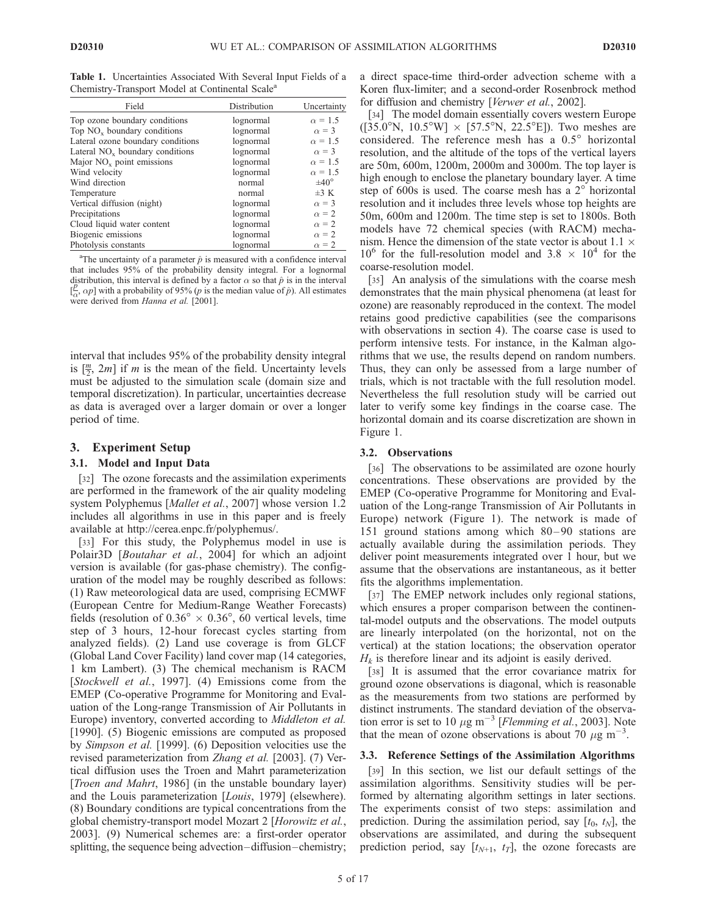**Table 1.** Uncertainties Associated With Several Input Fields of a Chemistry-Transport Model at Continental Scale[a]

| Field | Distribution | Uncertainty |
|---|---|---|
| Top ozone boundary conditions | lognormal | $\alpha = 1.5$ |
| Top $NO_x$ boundary conditions | lognormal | $\alpha = 3$ |
| Lateral ozone boundary conditions | lognormal | $\alpha = 1.5$ |
| Lateral $NO_x$ boundary conditions | lognormal | $\alpha = 3$ |
| Major $NO_x$ point emissions | lognormal | $\alpha = 1.5$ |
| Wind velocity | lognormal | $\alpha = 1.5$ |
| Wind direction | normal | $\pm 40°$ |
| Temperature | normal | $\pm 3$ K |
| Vertical diffusion (night) | lognormal | $\alpha = 3$ |
| Precipitations | lognormal | $\alpha = 2$ |
| Cloud liquid water content | lognormal | $\alpha = 2$ |
| Biogenic emissions | lognormal | $\alpha = 2$ |
| Photolysis constants | lognormal | $\alpha = 2$ |

[a]The uncertainty of a parameter $\hat{p}$ is measured with a confidence interval that includes 95% of the probability density integral. For a lognormal distribution, this interval is defined by a factor $\alpha$ so that $\hat{p}$ is in the interval $[\frac{p}{\alpha}, \alpha p]$ with a probability of 95% ($p$ is the median value of $\hat{p}$). All estimates were derived from *Hanna et al.* [2001].

interval that includes 95% of the probability density integral is $[\frac{m}{2}, 2m]$ if $m$ is the mean of the field. Uncertainty levels must be adjusted to the simulation scale (domain size and temporal discretization). In particular, uncertainties decrease as data is averaged over a larger domain or over a longer period of time.

## 3. Experiment Setup

### 3.1. Model and Input Data

[32] The ozone forecasts and the assimilation experiments are performed in the framework of the air quality modeling system Polyphemus [*Mallet et al.*, 2007] whose version 1.2 includes all algorithms in use in this paper and is freely available at http://cerea.enpc.fr/polyphemus/.

[33] For this study, the Polyphemus model in use is Polair3D [*Boutahar et al.*, 2004] for which an adjoint version is available (for gas-phase chemistry). The configuration of the model may be roughly described as follows: (1) Raw meteorological data are used, comprising ECMWF (European Centre for Medium-Range Weather Forecasts) fields (resolution of $0.36° \times 0.36°$, 60 vertical levels, time step of 3 hours, 12-hour forecast cycles starting from analyzed fields). (2) Land use coverage is from GLCF (Global Land Cover Facility) land cover map (14 categories, 1 km Lambert). (3) The chemical mechanism is RACM [*Stockwell et al.*, 1997]. (4) Emissions come from the EMEP (Co-operative Programme for Monitoring and Evaluation of the Long-range Transmission of Air Pollutants in Europe) inventory, converted according to *Middleton et al.* [1990]. (5) Biogenic emissions are computed as proposed by *Simpson et al.* [1999]. (6) Deposition velocities use the revised parameterization from *Zhang et al.* [2003]. (7) Vertical diffusion uses the Troen and Mahrt parameterization [*Troen and Mahrt*, 1986] (in the unstable boundary layer) and the Louis parameterization [*Louis*, 1979] (elsewhere). (8) Boundary conditions are typical concentrations from the global chemistry-transport model Mozart 2 [*Horowitz et al.*, 2003]. (9) Numerical schemes are: a first-order operator splitting, the sequence being advection–diffusion–chemistry; a direct space-time third-order advection scheme with a Koren flux-limiter; and a second-order Rosenbrock method for diffusion and chemistry [*Verwer et al.*, 2002].

[34] The model domain essentially covers western Europe ([35.0°N, 10.5°W] $\times$ [57.5°N, 22.5°E]). Two meshes are considered. The reference mesh has a 0.5° horizontal resolution, and the altitude of the tops of the vertical layers are 50m, 600m, 1200m, 2000m and 3000m. The top layer is high enough to enclose the planetary boundary layer. A time step of 600s is used. The coarse mesh has a 2° horizontal resolution and it includes three levels whose top heights are 50m, 600m and 1200m. The time step is set to 1800s. Both models have 72 chemical species (with RACM) mechanism. Hence the dimension of the state vector is about $1.1 \times 10^6$ for the full-resolution model and $3.8 \times 10^4$ for the coarse-resolution model.

[35] An analysis of the simulations with the coarse mesh demonstrates that the main physical phenomena (at least for ozone) are reasonably reproduced in the context. The model retains good predictive capabilities (see the comparisons with observations in section 4). The coarse case is used to perform intensive tests. For instance, in the Kalman algorithms that we use, the results depend on random numbers. Thus, they can only be assessed from a large number of trials, which is not tractable with the full resolution model. Nevertheless the full resolution study will be carried out later to verify some key findings in the coarse case. The horizontal domain and its coarse discretization are shown in Figure 1.

### 3.2. Observations

[36] The observations to be assimilated are ozone hourly concentrations. These observations are provided by the EMEP (Co-operative Programme for Monitoring and Evaluation of the Long-range Transmission of Air Pollutants in Europe) network (Figure 1). The network is made of 151 ground stations among which 80–90 stations are actually available during the assimilation periods. They deliver point measurements integrated over 1 hour, but we assume that the observations are instantaneous, as it better fits the algorithms implementation.

[37] The EMEP network includes only regional stations, which ensures a proper comparison between the continental-model outputs and the observations. The model outputs are linearly interpolated (on the horizontal, not on the vertical) at the station locations; the observation operator $H_k$ is therefore linear and its adjoint is easily derived.

[38] It is assumed that the error covariance matrix for ground ozone observations is diagonal, which is reasonable as the measurements from two stations are performed by distinct instruments. The standard deviation of the observation error is set to 10 $\mu$g m$^{-3}$ [*Flemming et al.*, 2003]. Note that the mean of ozone observations is about 70 $\mu$g m$^{-3}$.

### 3.3. Reference Settings of the Assimilation Algorithms

[39] In this section, we list our default settings of the assimilation algorithms. Sensitivity studies will be performed by alternating algorithm settings in later sections. The experiments consist of two steps: assimilation and prediction. During the assimilation period, say $[t_0, t_N]$, the observations are assimilated, and during the subsequent prediction period, say $[t_{N+1}, t_T]$, the ozone forecasts are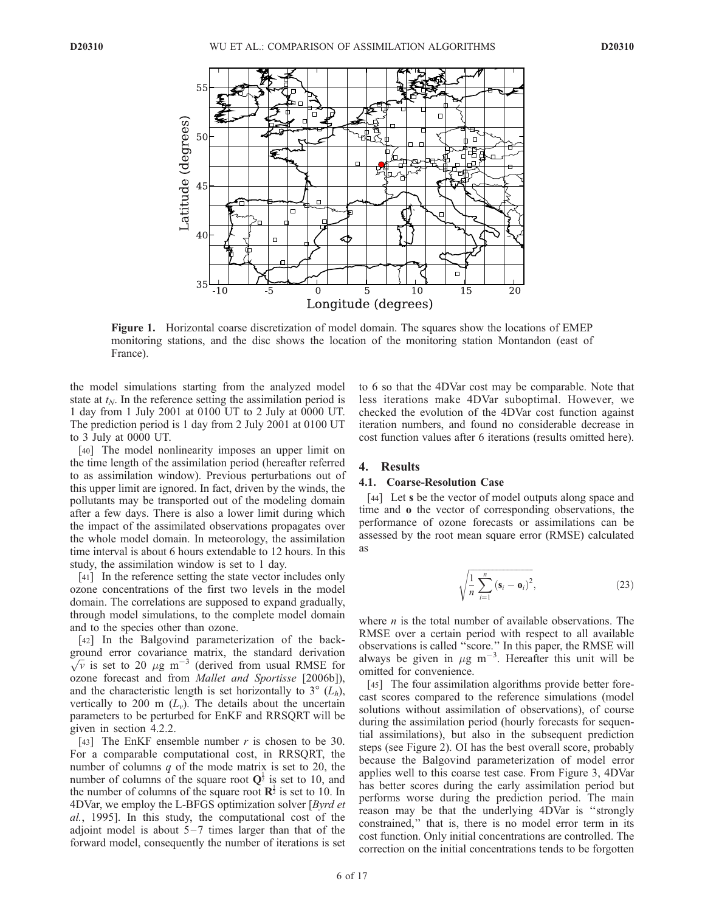**Figure 1.** Horizontal coarse discretization of model domain. The squares show the locations of EMEP monitoring stations, and the disc shows the location of the monitoring station Montandon (east of France).

the model simulations starting from the analyzed model state at $t_N$. In the reference setting the assimilation period is 1 day from 1 July 2001 at 0100 UT to 2 July at 0000 UT. The prediction period is 1 day from 2 July 2001 at 0100 UT to 3 July at 0000 UT.

[40] The model nonlinearity imposes an upper limit on the time length of the assimilation period (hereafter referred to as assimilation window). Previous perturbations out of this upper limit are ignored. In fact, driven by the winds, the pollutants may be transported out of the modeling domain after a few days. There is also a lower limit during which the impact of the assimilated observations propagates over the whole model domain. In meteorology, the assimilation time interval is about 6 hours extendable to 12 hours. In this study, the assimilation window is set to 1 day.

[41] In the reference setting the state vector includes only ozone concentrations of the first two levels in the model domain. The correlations are supposed to expand gradually, through model simulations, to the complete model domain and to the species other than ozone.

[42] In the Balgovind parameterization of the background error covariance matrix, the standard deviation $\sqrt{v}$ is set to 20 $\mu$g m$^{-3}$ (derived from usual RMSE for ozone forecast and from *Mallet and Sportisse* [2006b]), and the characteristic length is set horizontally to 3° ($L_h$), vertically to 200 m ($L_v$). The details about the uncertain parameters to be perturbed for EnKF and RRSQRT will be given in section 4.2.2.

[43] The EnKF ensemble number $r$ is chosen to be 30. For a comparable computational cost, in RRSQRT, the number of columns $q$ of the mode matrix is set to 20, the number of columns of the square root $\mathbf{Q}^{\frac{1}{2}}$ is set to 10, and the number of columns of the square root $\mathbf{R}^{\frac{1}{2}}$ is set to 10. In 4DVar, we employ the L-BFGS optimization solver [*Byrd et al.*, 1995]. In this study, the computational cost of the adjoint model is about 5–7 times larger than that of the forward model, consequently the number of iterations is set to 6 so that the 4DVar cost may be comparable. Note that less iterations make 4DVar suboptimal. However, we checked the evolution of the 4DVar cost function against iteration numbers, and found no considerable decrease in cost function values after 6 iterations (results omitted here).

## 4. Results

### 4.1. Coarse-Resolution Case

[44] Let $\mathbf{s}$ be the vector of model outputs along space and time and $\mathbf{o}$ the vector of corresponding observations, the performance of ozone forecasts or assimilations can be assessed by the root mean square error (RMSE) calculated as

$$\sqrt{\frac{1}{n}\sum_{i=1}^{n}(\mathbf{s}_i - \mathbf{o}_i)^2}, \tag{23}$$

where $n$ is the total number of available observations. The RMSE over a certain period with respect to all available observations is called "score." In this paper, the RMSE will always be given in $\mu$g m$^{-3}$. Hereafter this unit will be omitted for convenience.

[45] The four assimilation algorithms provide better forecast scores compared to the reference simulations (model solutions without assimilation of observations), of course during the assimilation period (hourly forecasts for sequential assimilations), but also in the subsequent prediction steps (see Figure 2). OI has the best overall score, probably because the Balgovind parameterization of model error applies well to this coarse test case. From Figure 3, 4DVar has better scores during the early assimilation period but performs worse during the prediction period. The main reason may be that the underlying 4DVar is "strongly constrained," that is, there is no model error term in its cost function. Only initial concentrations are controlled. The correction on the initial concentrations tends to be forgotten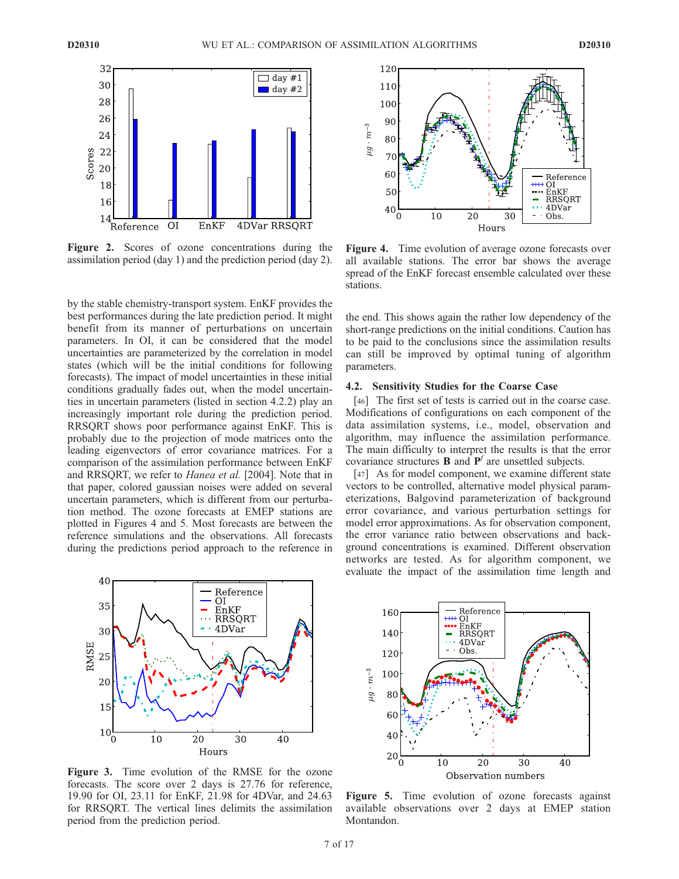Figure 2. Scores of ozone concentrations during the assimilation period (day 1) and the prediction period (day 2).

Figure 4. Time evolution of average ozone forecasts over all available stations. The error bar shows the average spread of the EnKF forecast ensemble calculated over these stations.

by the stable chemistry-transport system. EnKF provides the best performances during the late prediction period. It might benefit from its manner of perturbations on uncertain parameters. In OI, it can be considered that the model uncertainties are parameterized by the correlation in model states (which will be the initial conditions for following forecasts). The impact of model uncertainties in these initial conditions gradually fades out, when the model uncertainties in uncertain parameters (listed in section 4.2.2) play an increasingly important role during the prediction period. RRSQRT shows poor performance against EnKF. This is probably due to the projection of mode matrices onto the leading eigenvectors of error covariance matrices. For a comparison of the assimilation performance between EnKF and RRSQRT, we refer to *Hanea et al.* [2004]. Note that in that paper, colored gaussian noises were added on several uncertain parameters, which is different from our perturbation method. The ozone forecasts at EMEP stations are plotted in Figures 4 and 5. Most forecasts are between the reference simulations and the observations. All forecasts during the predictions period approach to the reference in the end. This shows again the rather low dependency of the short-range predictions on the initial conditions. Caution has to be paid to the conclusions since the assimilation results can still be improved by optimal tuning of algorithm parameters.

## 4.2. Sensitivity Studies for the Coarse Case

[46] The first set of tests is carried out in the coarse case. Modifications of configurations on each component of the data assimilation systems, i.e., model, observation and algorithm, may influence the assimilation performance. The main difficulty to interpret the results is that the error covariance structures **B** and $\mathbf{P}^f$ are unsettled subjects.

[47] As for model component, we examine different state vectors to be controlled, alternative model physical parameterizations, Balgovind parameterization of background error covariance, and various perturbation settings for model error approximations. As for observation component, the error variance ratio between observations and background concentrations is examined. Different observation networks are tested. As for algorithm component, we evaluate the impact of the assimilation time length and

Figure 3. Time evolution of the RMSE for the ozone forecasts. The score over 2 days is 27.76 for reference, 19.90 for OI, 23.11 for EnKF, 21.98 for 4DVar, and 24.63 for RRSQRT. The vertical lines delimits the assimilation period from the prediction period.

Figure 5. Time evolution of ozone forecasts against available observations over 2 days at EMEP station Montandon.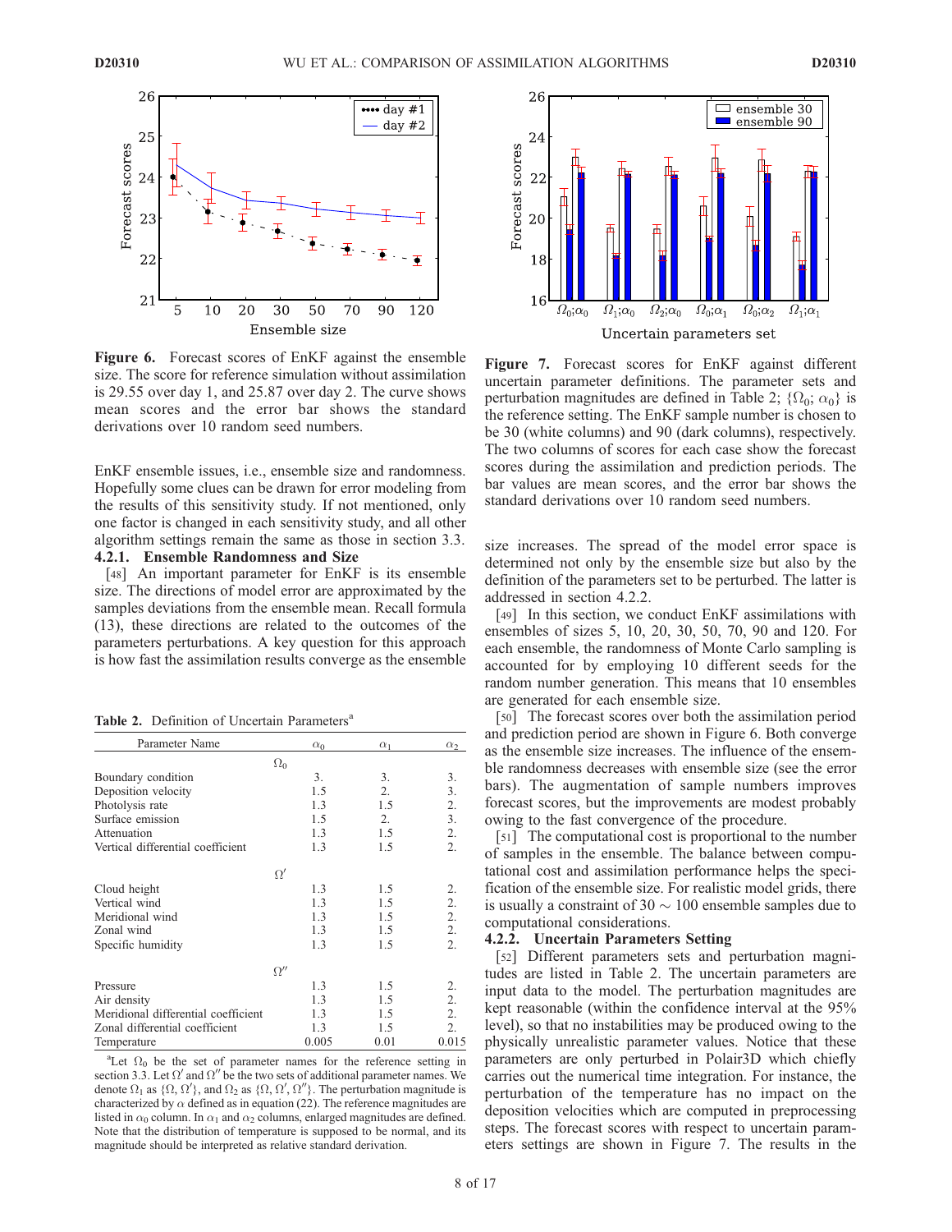**Figure 6.** Forecast scores of EnKF against the ensemble size. The score for reference simulation without assimilation is 29.55 over day 1, and 25.87 over day 2. The curve shows mean scores and the error bar shows the standard derivations over 10 random seed numbers.

**Figure 7.** Forecast scores for EnKF against different uncertain parameter definitions. The parameter sets and perturbation magnitudes are defined in Table 2; $\{\Omega_0; \alpha_0\}$ is the reference setting. The EnKF sample number is chosen to be 30 (white columns) and 90 (dark columns), respectively. The two columns of scores for each case show the forecast scores during the assimilation and prediction periods. The bar values are mean scores, and the error bar shows the standard derivations over 10 random seed numbers.

EnKF ensemble issues, i.e., ensemble size and randomness. Hopefully some clues can be drawn for error modeling from the results of this sensitivity study. If not mentioned, only one factor is changed in each sensitivity study, and all other algorithm settings remain the same as those in section 3.3.

#### 4.2.1. Ensemble Randomness and Size

[48] An important parameter for EnKF is its ensemble size. The directions of model error are approximated by the samples deviations from the ensemble mean. Recall formula (13), these directions are related to the outcomes of the parameters perturbations. A key question for this approach is how fast the assimilation results converge as the ensemble size increases. The spread of the model error space is determined not only by the ensemble size but also by the definition of the parameters set to be perturbed. The latter is addressed in section 4.2.2.

[49] In this section, we conduct EnKF assimilations with ensembles of sizes 5, 10, 20, 30, 50, 70, 90 and 120. For each ensemble, the randomness of Monte Carlo sampling is accounted for by employing 10 different seeds for the random number generation. This means that 10 ensembles are generated for each ensemble size.

[50] The forecast scores over both the assimilation period and prediction period are shown in Figure 6. Both converge as the ensemble size increases. The influence of the ensemble randomness decreases with ensemble size (see the error bars). The augmentation of sample numbers improves forecast scores, but the improvements are modest probably owing to the fast convergence of the procedure.

[51] The computational cost is proportional to the number of samples in the ensemble. The balance between computational cost and assimilation performance helps the specification of the ensemble size. For realistic model grids, there is usually a constraint of 30 ~ 100 ensemble samples due to computational considerations.

#### 4.2.2. Uncertain Parameters Setting

[52] Different parameters sets and perturbation magnitudes are listed in Table 2. The uncertain parameters are input data to the model. The perturbation magnitudes are kept reasonable (within the confidence interval at the 95% level), so that no instabilities may be produced owing to the physically unrealistic parameter values. Notice that these parameters are only perturbed in Polair3D which chiefly carries out the numerical time integration. For instance, the perturbation of the temperature has no impact on the deposition velocities which are computed in preprocessing steps. The forecast scores with respect to uncertain parameters settings are shown in Figure 7. The results in the

**Table 2.** Definition of Uncertain Parameters[a]

| Parameter Name | $\alpha_0$ | $\alpha_1$ | $\alpha_2$ |
|---|---|---|---|
| $\Omega_0$ | | | |
| Boundary condition | 3. | 3. | 3. |
| Deposition velocity | 1.5 | 2. | 3. |
| Photolysis rate | 1.3 | 1.5 | 2. |
| Surface emission | 1.5 | 2. | 3. |
| Attenuation | 1.3 | 1.5 | 2. |
| Vertical differential coefficient | 1.3 | 1.5 | 2. |
| $\Omega'$ | | | |
| Cloud height | 1.3 | 1.5 | 2. |
| Vertical wind | 1.3 | 1.5 | 2. |
| Meridional wind | 1.3 | 1.5 | 2. |
| Zonal wind | 1.3 | 1.5 | 2. |
| Specific humidity | 1.3 | 1.5 | 2. |
| $\Omega''$ | | | |
| Pressure | 1.3 | 1.5 | 2. |
| Air density | 1.3 | 1.5 | 2. |
| Meridional differential coefficient | 1.3 | 1.5 | 2. |
| Zonal differential coefficient | 1.3 | 1.5 | 2. |
| Temperature | 0.005 | 0.01 | 0.015 |

[a]Let $\Omega_0$ be the set of parameter names for the reference setting in section 3.3. Let $\Omega'$ and $\Omega''$ be the two sets of additional parameter names. We denote $\Omega_1$ as $\{\Omega, \Omega'\}$, and $\Omega_2$ as $\{\Omega, \Omega', \Omega''\}$. The perturbation magnitude is characterized by $\alpha$ defined as in equation (22). The reference magnitudes are listed in $\alpha_0$ column. In $\alpha_1$ and $\alpha_2$ columns, enlarged magnitudes are defined. Note that the distribution of temperature is supposed to be normal, and its magnitude should be interpreted as relative standard derivation.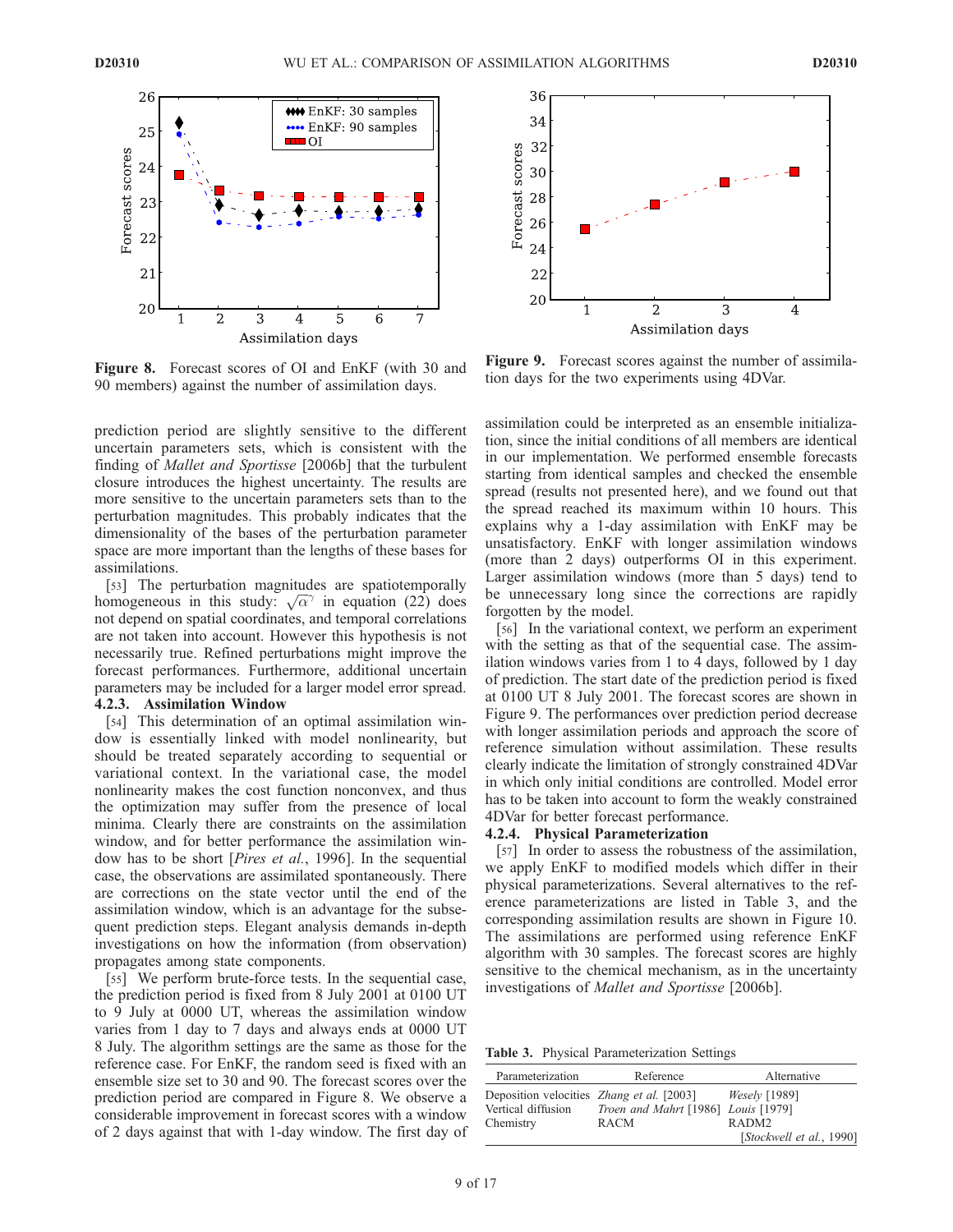**Figure 8.** Forecast scores of OI and EnKF (with 30 and 90 members) against the number of assimilation days.

**Figure 9.** Forecast scores against the number of assimilation days for the two experiments using 4DVar.

prediction period are slightly sensitive to the different uncertain parameters sets, which is consistent with the finding of *Mallet and Sportisse* [2006b] that the turbulent closure introduces the highest uncertainty. The results are more sensitive to the uncertain parameters sets than to the perturbation magnitudes. This probably indicates that the dimensionality of the bases of the perturbation parameter space are more important than the lengths of these bases for assimilations.

[53] The perturbation magnitudes are spatiotemporally homogeneous in this study: $\sqrt{\alpha^\gamma}$ in equation (22) does not depend on spatial coordinates, and temporal correlations are not taken into account. However this hypothesis is not necessarily true. Refined perturbations might improve the forecast performances. Furthermore, additional uncertain parameters may be included for a larger model error spread.

### 4.2.3. Assimilation Window

[54] This determination of an optimal assimilation window is essentially linked with model nonlinearity, but should be treated separately according to sequential or variational context. In the variational case, the model nonlinearity makes the cost function nonconvex, and thus the optimization may suffer from the presence of local minima. Clearly there are constraints on the assimilation window, and for better performance the assimilation window has to be short [*Pires et al.*, 1996]. In the sequential case, the observations are assimilated spontaneously. There are corrections on the state vector until the end of the assimilation window, which is an advantage for the subsequent prediction steps. Elegant analysis demands in-depth investigations on how the information (from observation) propagates among state components.

[55] We perform brute-force tests. In the sequential case, the prediction period is fixed from 8 July 2001 at 0100 UT to 9 July at 0000 UT, whereas the assimilation window varies from 1 day to 7 days and always ends at 0000 UT 8 July. The algorithm settings are the same as those for the reference case. For EnKF, the random seed is fixed with an ensemble size set to 30 and 90. The forecast scores over the prediction period are compared in Figure 8. We observe a considerable improvement in forecast scores with a window of 2 days against that with 1-day window. The first day of assimilation could be interpreted as an ensemble initialization, since the initial conditions of all members are identical in our implementation. We performed ensemble forecasts starting from identical samples and checked the ensemble spread (results not presented here), and we found out that the spread reached its maximum within 10 hours. This explains why a 1-day assimilation with EnKF may be unsatisfactory. EnKF with longer assimilation windows (more than 2 days) outperforms OI in this experiment. Larger assimilation windows (more than 5 days) tend to be unnecessary long since the corrections are rapidly forgotten by the model.

[56] In the variational context, we perform an experiment with the setting as that of the sequential case. The assimilation windows varies from 1 to 4 days, followed by 1 day of prediction. The start date of the prediction period is fixed at 0100 UT 8 July 2001. The forecast scores are shown in Figure 9. The performances over prediction period decrease with longer assimilation periods and approach the score of reference simulation without assimilation. These results clearly indicate the limitation of strongly constrained 4DVar in which only initial conditions are controlled. Model error has to be taken into account to form the weakly constrained 4DVar for better forecast performance.

### 4.2.4. Physical Parameterization

[57] In order to assess the robustness of the assimilation, we apply EnKF to modified models which differ in their physical parameterizations. Several alternatives to the reference parameterizations are listed in Table 3, and the corresponding assimilation results are shown in Figure 10. The assimilations are performed using reference EnKF algorithm with 30 samples. The forecast scores are highly sensitive to the chemical mechanism, as in the uncertainty investigations of *Mallet and Sportisse* [2006b].

**Table 3.** Physical Parameterization Settings

| Parameterization | Reference | Alternative |
|---|---|---|
| Deposition velocities | *Zhang et al.* [2003] | *Wesely* [1989] |
| Vertical diffusion | *Troen and Mahrt* [1986] | *Louis* [1979] |
| Chemistry | RACM | RADM2 [*Stockwell et al.*, 1990] |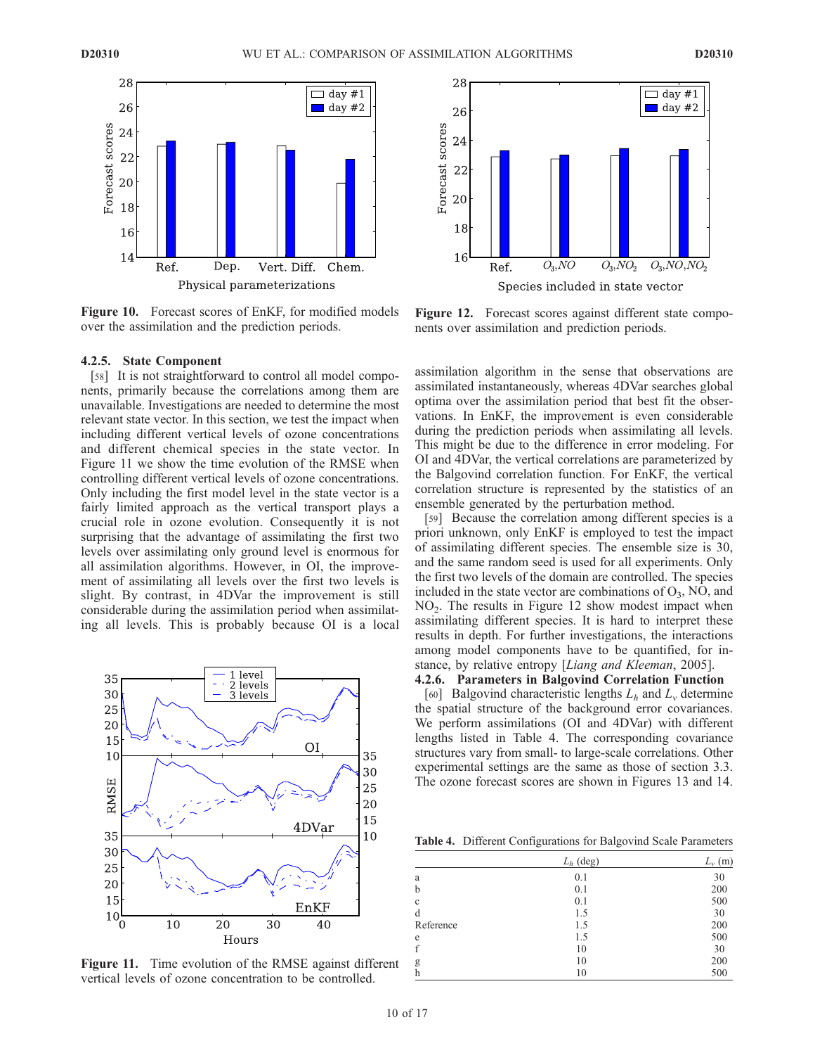Figure 10. Forecast scores of EnKF, for modified models over the assimilation and the prediction periods.

Figure 12. Forecast scores against different state components over assimilation and prediction periods.

#### 4.2.5. State Component

[58] It is not straightforward to control all model components, primarily because the correlations among them are unavailable. Investigations are needed to determine the most relevant state vector. In this section, we test the impact when including different vertical levels of ozone concentrations and different chemical species in the state vector. In Figure 11 we show the time evolution of the RMSE when controlling different vertical levels of ozone concentrations. Only including the first model level in the state vector is a fairly limited approach as the vertical transport plays a crucial role in ozone evolution. Consequently it is not surprising that the advantage of assimilating the first two levels over assimilating only ground level is enormous for all assimilation algorithms. However, in OI, the improvement of assimilating all levels over the first two levels is slight. By contrast, in 4DVar the improvement is still considerable during the assimilation period when assimilating all levels. This is probably because OI is a local assimilation algorithm in the sense that observations are assimilated instantaneously, whereas 4DVar searches global optima over the assimilation period that best fit the observations. In EnKF, the improvement is even considerable during the prediction periods when assimilating all levels. This might be due to the difference in error modeling. For OI and 4DVar, the vertical correlations are parameterized by the Balgovind correlation function. For EnKF, the vertical correlation structure is represented by the statistics of an ensemble generated by the perturbation method.

Figure 11. Time evolution of the RMSE against different vertical levels of ozone concentration to be controlled.

[59] Because the correlation among different species is a priori unknown, only EnKF is employed to test the impact of assimilating different species. The ensemble size is 30, and the same random seed is used for all experiments. Only the first two levels of the domain are controlled. The species included in the state vector are combinations of $O_3$, NO, and $NO_2$. The results in Figure 12 show modest impact when assimilating different species. It is hard to interpret these results in depth. For further investigations, the interactions among model components have to be quantified, for instance, by relative entropy [*Liang and Kleeman*, 2005].

#### 4.2.6. Parameters in Balgovind Correlation Function

[60] Balgovind characteristic lengths $L_h$ and $L_v$ determine the spatial structure of the background error covariances. We perform assimilations (OI and 4DVar) with different lengths listed in Table 4. The corresponding covariance structures vary from small- to large-scale correlations. Other experimental settings are the same as those of section 3.3. The ozone forecast scores are shown in Figures 13 and 14.

Table 4. Different Configurations for Balgovind Scale Parameters

| | $L_h$ (deg) | $L_v$ (m) |
|---|---|---|
| a | 0.1 | 30 |
| b | 0.1 | 200 |
| c | 0.1 | 500 |
| d | 1.5 | 30 |
| Reference | 1.5 | 200 |
| e | 1.5 | 500 |
| f | 10 | 30 |
| g | 10 | 200 |
| h | 10 | 500 |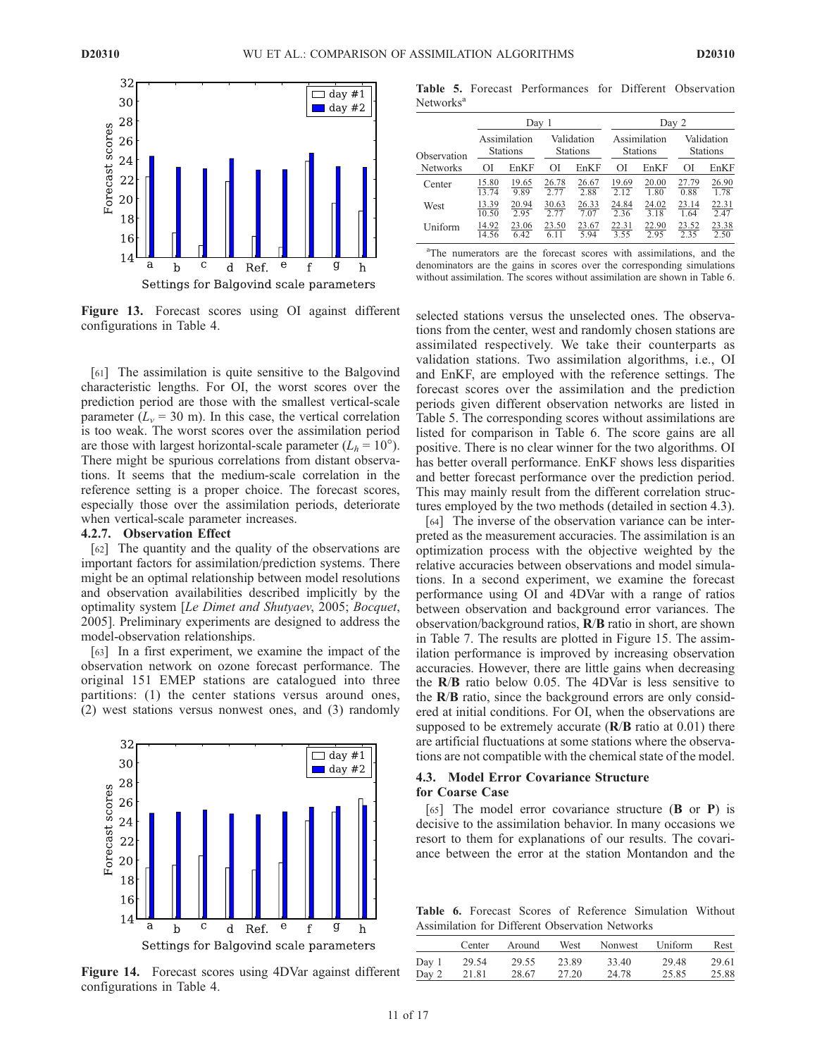Figure 13. Forecast scores using OI against different configurations in Table 4.

[61] The assimilation is quite sensitive to the Balgovind characteristic lengths. For OI, the worst scores over the prediction period are those with the smallest vertical-scale parameter ($L_v$ = 30 m). In this case, the vertical correlation is too weak. The worst scores over the assimilation period are those with largest horizontal-scale parameter ($L_h = 10°$). There might be spurious correlations from distant observations. It seems that the medium-scale correlation in the reference setting is a proper choice. The forecast scores, especially those over the assimilation periods, deteriorate when vertical-scale parameter increases.

#### 4.2.7. Observation Effect

[62] The quantity and the quality of the observations are important factors for assimilation/prediction systems. There might be an optimal relationship between model resolutions and observation availabilities described implicitly by the optimality system [*Le Dimet and Shutyaev*, 2005; *Bocquet*, 2005]. Preliminary experiments are designed to address the model-observation relationships.

[63] In a first experiment, we examine the impact of the observation network on ozone forecast performance. The original 151 EMEP stations are catalogued into three partitions: (1) the center stations versus around ones, (2) west stations versus nonwest ones, and (3) randomly selected stations versus the unselected ones. The observations from the center, west and randomly chosen stations are assimilated respectively. We take their counterparts as validation stations. Two assimilation algorithms, i.e., OI and EnKF, are employed with the reference settings. The forecast scores over the assimilation and the prediction periods given different observation networks are listed in Table 5. The corresponding scores without assimilations are listed for comparison in Table 6. The score gains are all positive. There is no clear winner for the two algorithms. OI has better overall performance. EnKF shows less disparities and better forecast performance over the prediction period. This may mainly result from the different correlation structures employed by the two methods (detailed in section 4.3).

Figure 14. Forecast scores using 4DVar against different configurations in Table 4.

**Table 5.** Forecast Performances for Different Observation Networks[a]

| Observation Networks | Day 1 | | | | Day 2 | | | |
|---|---|---|---|---|---|---|---|---|
| | Assimilation Stations | | Validation Stations | | Assimilation Stations | | Validation Stations | |
| | OI | EnKF | OI | EnKF | OI | EnKF | OI | EnKF |
| Center | 15.80/13.74 | 19.65/9.89 | 26.78/2.77 | 26.67/2.88 | 19.69/2.12 | 20.00/1.80 | 27.79/0.88 | 26.90/1.78 |
| West | 13.39/10.50 | 20.94/2.95 | 30.63/2.77 | 26.33/7.07 | 24.84/2.36 | 24.02/3.18 | 23.14/1.64 | 22.31/2.47 |
| Uniform | 14.92/14.56 | 23.06/6.42 | 23.50/6.11 | 23.67/5.94 | 22.31/3.55 | 22.90/2.95 | 23.52/2.35 | 23.38/2.50 |

[a]The numerators are the forecast scores with assimilations, and the denominators are the gains in scores over the corresponding simulations without assimilation. The scores without assimilation are shown in Table 6.

[64] The inverse of the observation variance can be interpreted as the measurement accuracies. The assimilation is an optimization process with the objective weighted by the relative accuracies between observations and model simulations. In a second experiment, we examine the forecast performance using OI and 4DVar with a range of ratios between observation and background error variances. The observation/background ratios, **R**/**B** ratio in short, are shown in Table 7. The results are plotted in Figure 15. The assimilation performance is improved by increasing observation accuracies. However, there are little gains when decreasing the **R**/**B** ratio below 0.05. The 4DVar is less sensitive to the **R**/**B** ratio, since the background errors are only considered at initial conditions. For OI, when the observations are supposed to be extremely accurate (**R**/**B** ratio at 0.01) there are artificial fluctuations at some stations where the observations are not compatible with the chemical state of the model.

### 4.3. Model Error Covariance Structure for Coarse Case

[65] The model error covariance structure (**B** or **P**) is decisive to the assimilation behavior. In many occasions we resort to them for explanations of our results. The covariance between the error at the station Montandon and the

**Table 6.** Forecast Scores of Reference Simulation Without Assimilation for Different Observation Networks

| | Center | Around | West | Nonwest | Uniform | Rest |
|---|---|---|---|---|---|---|
| Day 1 | 29.54 | 29.55 | 23.89 | 33.40 | 29.48 | 29.61 |
| Day 2 | 21.81 | 28.67 | 27.20 | 24.78 | 25.85 | 25.88 |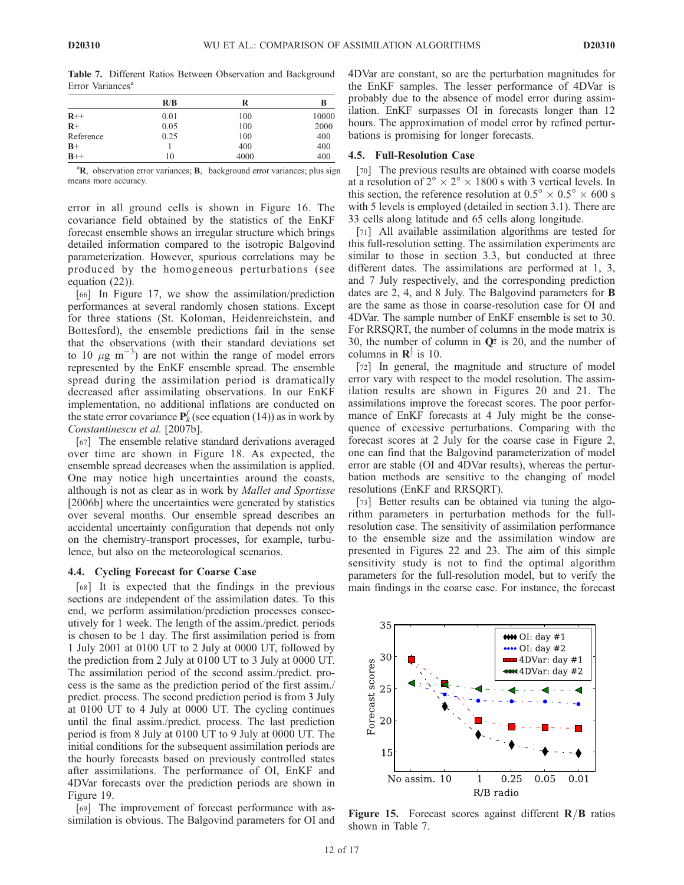**Table 7.** Different Ratios Between Observation and Background Error Variances[a]

| | R/B | R | B |
|---|---|---|---|
| **R**++ | 0.01 | 100 | 10000 |
| **R**+ | 0.05 | 100 | 2000 |
| Reference | 0.25 | 100 | 400 |
| **B**+ | 1 | 400 | 400 |
| **B**++ | 10 | 4000 | 400 |

[a] **R**, observation error variances; **B**, background error variances; plus sign means more accuracy.

error in all ground cells is shown in Figure 16. The covariance field obtained by the statistics of the EnKF forecast ensemble shows an irregular structure which brings detailed information compared to the isotropic Balgovind parameterization. However, spurious correlations may be produced by the homogeneous perturbations (see equation (22)).

[66] In Figure 17, we show the assimilation/prediction performances at several randomly chosen stations. Except for three stations (St. Koloman, Heidenreichstein, and Bottesford), the ensemble predictions fail in the sense that the observations (with their standard deviations set to 10 $\mu$g m$^{-3}$) are not within the range of model errors represented by the EnKF ensemble spread. The ensemble spread during the assimilation period is dramatically decreased after assimilating observations. In our EnKF implementation, no additional inflations are conducted on the state error covariance $\mathbf{P}_k^f$ (see equation (14)) as in work by *Constantinescu et al.* [2007b].

[67] The ensemble relative standard derivations averaged over time are shown in Figure 18. As expected, the ensemble spread decreases when the assimilation is applied. One may notice high uncertainties around the coasts, although is not as clear as in work by *Mallet and Sportisse* [2006b] where the uncertainties were generated by statistics over several months. Our ensemble spread describes an accidental uncertainty configuration that depends not only on the chemistry-transport processes, for example, turbulence, but also on the meteorological scenarios.

### 4.4. Cycling Forecast for Coarse Case

[68] It is expected that the findings in the previous sections are independent of the assimilation dates. To this end, we perform assimilation/prediction processes consecutively for 1 week. The length of the assim./predict. periods is chosen to be 1 day. The first assimilation period is from 1 July 2001 at 0100 UT to 2 July at 0000 UT, followed by the prediction from 2 July at 0100 UT to 3 July at 0000 UT. The assimilation period of the second assim./predict. process is the same as the prediction period of the first assim./predict. process. The second prediction period is from 3 July at 0100 UT to 4 July at 0000 UT. The cycling continues until the final assim./predict. process. The last prediction period is from 8 July at 0100 UT to 9 July at 0000 UT. The initial conditions for the subsequent assimilation periods are the hourly forecasts based on previously controlled states after assimilations. The performance of OI, EnKF and 4DVar forecasts over the prediction periods are shown in Figure 19.

[69] The improvement of forecast performance with assimilation is obvious. The Balgovind parameters for OI and 4DVar are constant, so are the perturbation magnitudes for the EnKF samples. The lesser performance of 4DVar is probably due to the absence of model error during assimilation. EnKF surpasses OI in forecasts longer than 12 hours. The approximation of model error by refined perturbations is promising for longer forecasts.

### 4.5. Full-Resolution Case

[70] The previous results are obtained with coarse models at a resolution of $2° \times 2° \times 1800$ s with 3 vertical levels. In this section, the reference resolution at $0.5° \times 0.5° \times 600$ s with 5 levels is employed (detailed in section 3.1). There are 33 cells along latitude and 65 cells along longitude.

[71] All available assimilation algorithms are tested for this full-resolution setting. The assimilation experiments are similar to those in section 3.3, but conducted at three different dates. The assimilations are performed at 1, 3, and 7 July respectively, and the corresponding prediction dates are 2, 4, and 8 July. The Balgovind parameters for **B** are the same as those in coarse-resolution case for OI and 4DVar. The sample number of EnKF ensemble is set to 30. For RRSQRT, the number of columns in the mode matrix is 30, the number of column in $\mathbf{Q}^{\frac{1}{2}}$ is 20, and the number of columns in $\mathbf{R}^{\frac{1}{2}}$ is 10.

[72] In general, the magnitude and structure of model error vary with respect to the model resolution. The assimilation results are shown in Figures 20 and 21. The assimilations improve the forecast scores. The poor performance of EnKF forecasts at 4 July might be the consequence of excessive perturbations. Comparing with the forecast scores at 2 July for the coarse case in Figure 2, one can find that the Balgovind parameterization of model error are stable (OI and 4DVar results), whereas the perturbation methods are sensitive to the changing of model resolutions (EnKF and RRSQRT).

[73] Better results can be obtained via tuning the algorithm parameters in perturbation methods for the full-resolution case. The sensitivity of assimilation performance to the ensemble size and the assimilation window are presented in Figures 22 and 23. The aim of this simple sensitivity study is not to find the optimal algorithm parameters for the full-resolution model, but to verify the main findings in the coarse case. For instance, the forecast

**Figure 15.** Forecast scores against different **R**/**B** ratios shown in Table 7.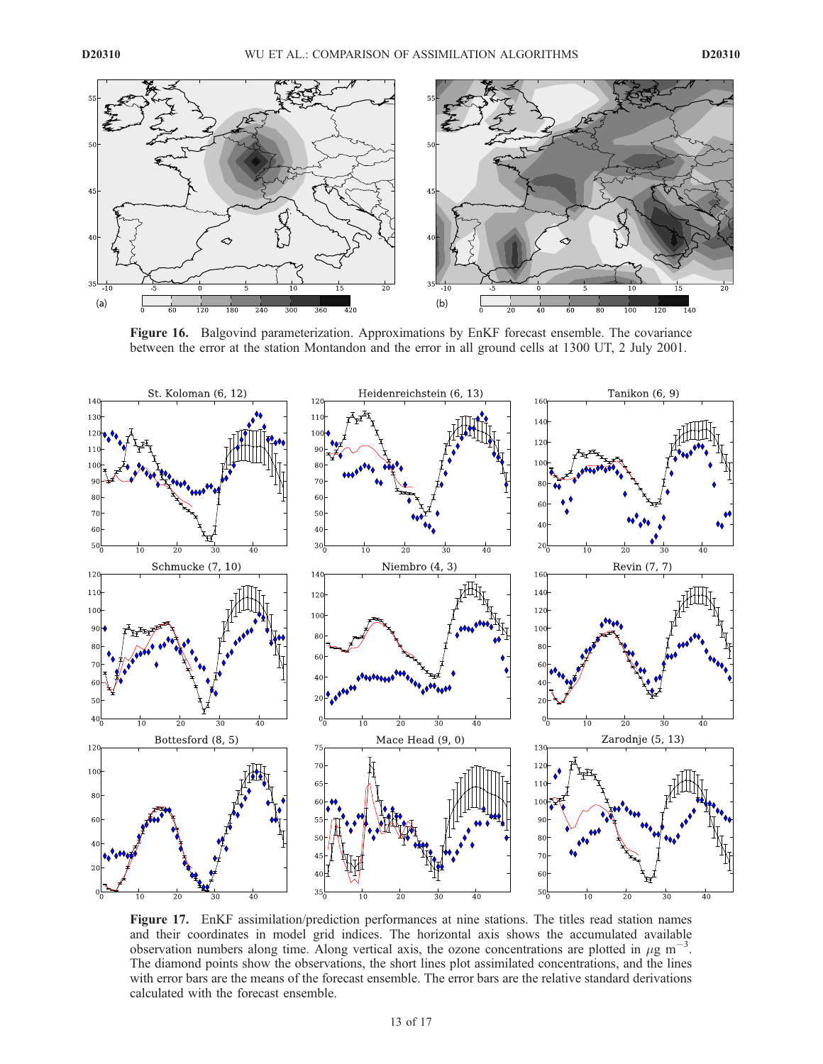**Figure 16.** Balgovind parameterization. Approximations by EnKF forecast ensemble. The covariance between the error at the station Montandon and the error in all ground cells at 1300 UT, 2 July 2001.

**Figure 17.** EnKF assimilation/prediction performances at nine stations. The titles read station names and their coordinates in model grid indices. The horizontal axis shows the accumulated available observation numbers along time. Along vertical axis, the ozone concentrations are plotted in $\mu$g m$^{-3}$. The diamond points show the observations, the short lines plot assimilated concentrations, and the lines with error bars are the means of the forecast ensemble. The error bars are the relative standard derivations calculated with the forecast ensemble.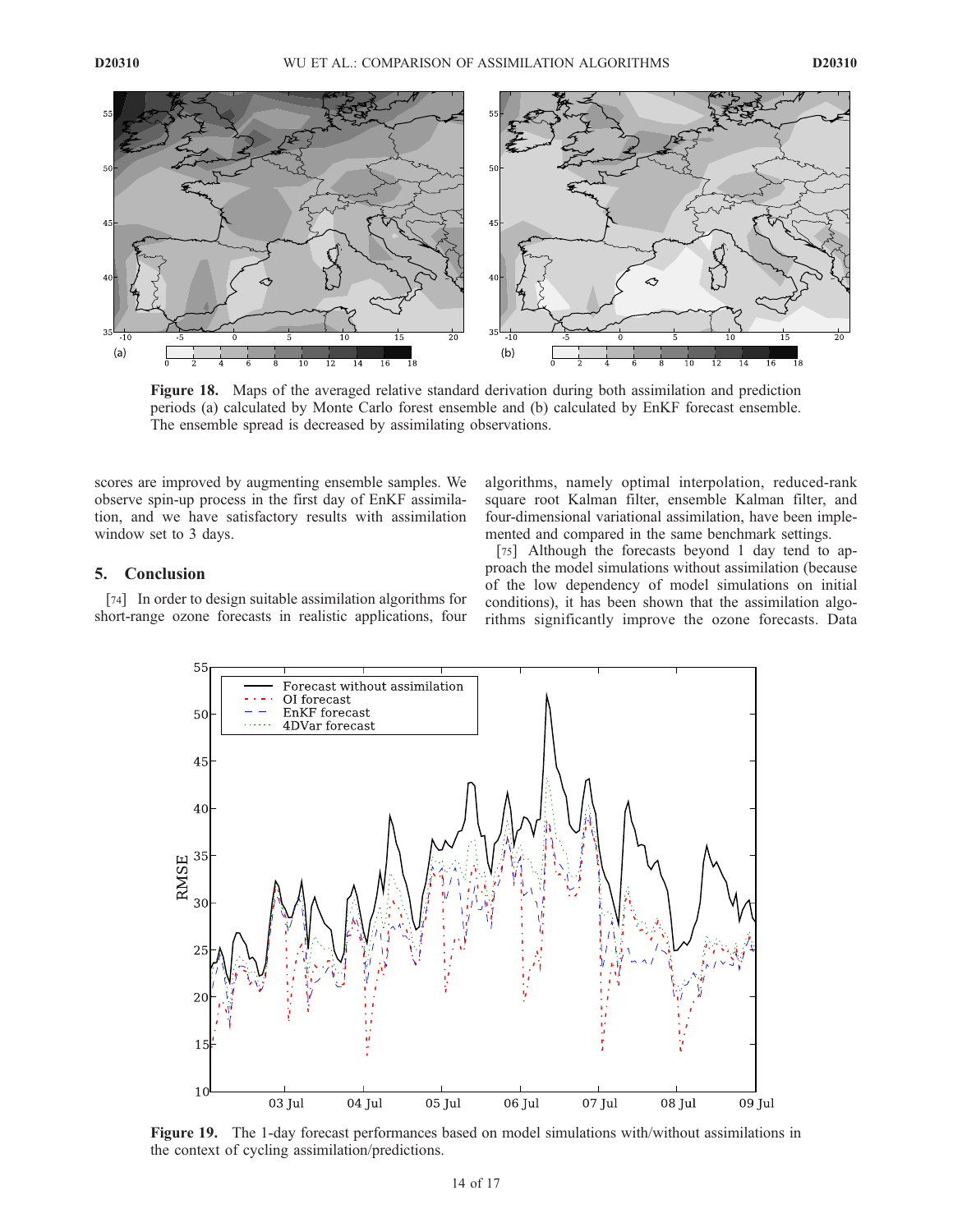Figure 18. Maps of the averaged relative standard derivation during both assimilation and prediction periods (a) calculated by Monte Carlo forest ensemble and (b) calculated by EnKF forecast ensemble. The ensemble spread is decreased by assimilating observations.

scores are improved by augmenting ensemble samples. We observe spin-up process in the first day of EnKF assimilation, and we have satisfactory results with assimilation window set to 3 days.

## 5. Conclusion

[74] In order to design suitable assimilation algorithms for short-range ozone forecasts in realistic applications, four algorithms, namely optimal interpolation, reduced-rank square root Kalman filter, ensemble Kalman filter, and four-dimensional variational assimilation, have been implemented and compared in the same benchmark settings.

[75] Although the forecasts beyond 1 day tend to approach the model simulations without assimilation (because of the low dependency of model simulations on initial conditions), it has been shown that the assimilation algorithms significantly improve the ozone forecasts. Data

Figure 19. The 1-day forecast performances based on model simulations with/without assimilations in the context of cycling assimilation/predictions.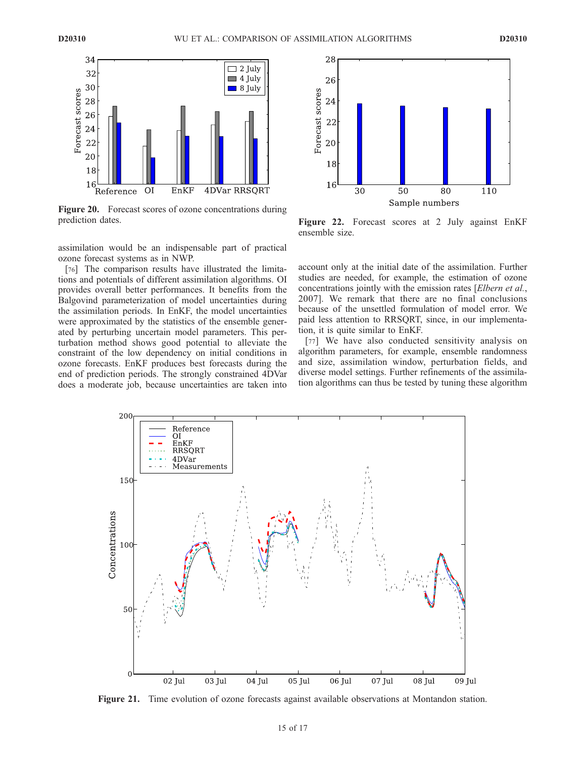**Figure 20.** Forecast scores of ozone concentrations during prediction dates.

**Figure 22.** Forecast scores at 2 July against EnKF ensemble size.

assimilation would be an indispensable part of practical ozone forecast systems as in NWP.

[76] The comparison results have illustrated the limitations and potentials of different assimilation algorithms. OI provides overall better performances. It benefits from the Balgovind parameterization of model uncertainties during the assimilation periods. In EnKF, the model uncertainties were approximated by the statistics of the ensemble generated by perturbing uncertain model parameters. This perturbation method shows good potential to alleviate the constraint of the low dependency on initial conditions in ozone forecasts. EnKF produces best forecasts during the end of prediction periods. The strongly constrained 4DVar does a moderate job, because uncertainties are taken into account only at the initial date of the assimilation. Further studies are needed, for example, the estimation of ozone concentrations jointly with the emission rates [*Elbern et al.*, 2007]. We remark that there are no final conclusions because of the unsettled formulation of model error. We paid less attention to RRSQRT, since, in our implementation, it is quite similar to EnKF.

[77] We have also conducted sensitivity analysis on algorithm parameters, for example, ensemble randomness and size, assimilation window, perturbation fields, and diverse model settings. Further refinements of the assimilation algorithms can thus be tested by tuning these algorithm

**Figure 21.** Time evolution of ozone forecasts against available observations at Montandon station.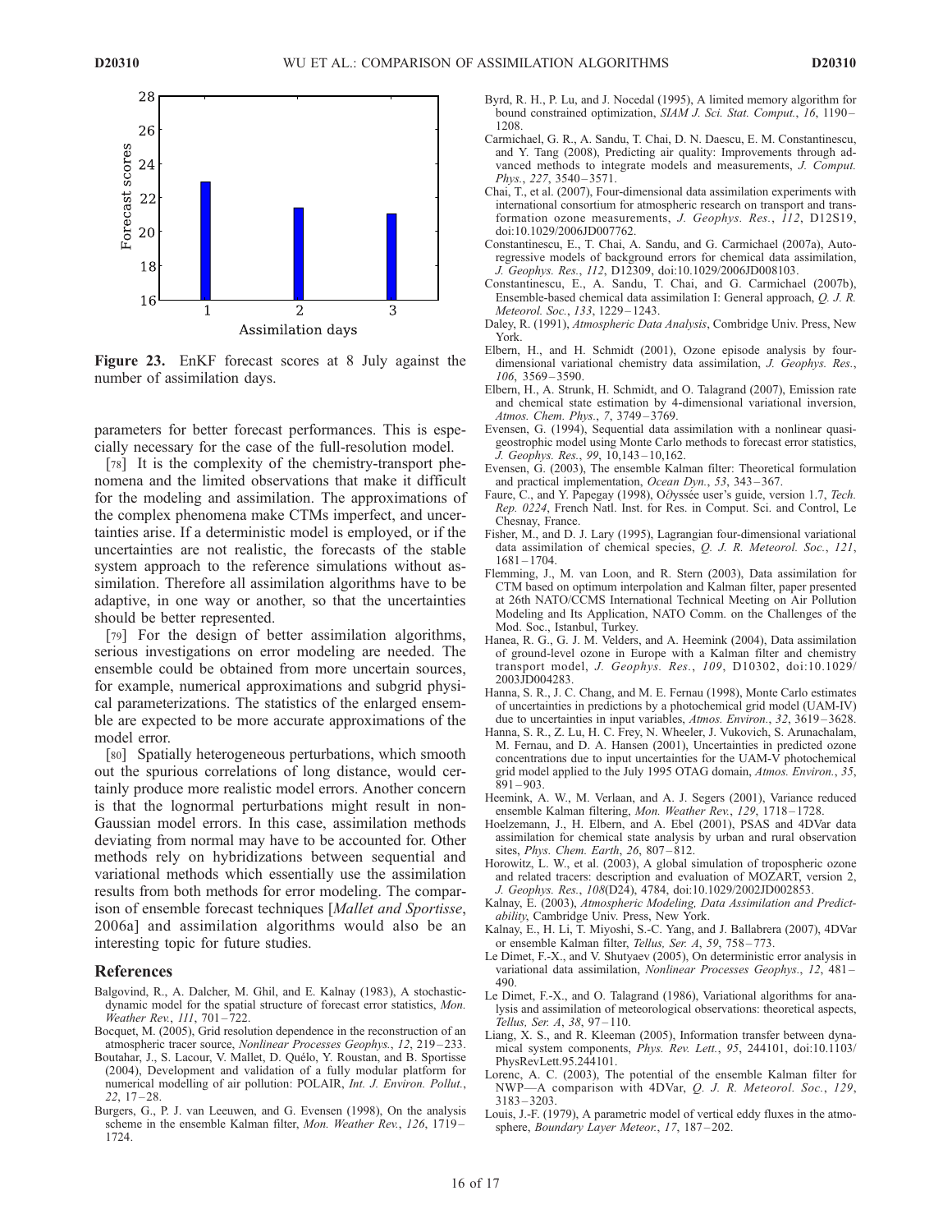Figure 23. EnKF forecast scores at 8 July against the number of assimilation days.

parameters for better forecast performances. This is especially necessary for the case of the full-resolution model.

[78] It is the complexity of the chemistry-transport phenomena and the limited observations that make it difficult for the modeling and assimilation. The approximations of the complex phenomena make CTMs imperfect, and uncertainties arise. If a deterministic model is employed, or if the uncertainties are not realistic, the forecasts of the stable system approach to the reference simulations without assimilation. Therefore all assimilation algorithms have to be adaptive, in one way or another, so that the uncertainties should be better represented.

[79] For the design of better assimilation algorithms, serious investigations on error modeling are needed. The ensemble could be obtained from more uncertain sources, for example, numerical approximations and subgrid physical parameterizations. The statistics of the enlarged ensemble are expected to be more accurate approximations of the model error.

[80] Spatially heterogeneous perturbations, which smooth out the spurious correlations of long distance, would certainly produce more realistic model errors. Another concern is that the lognormal perturbations might result in non-Gaussian model errors. In this case, assimilation methods deviating from normal may have to be accounted for. Other methods rely on hybridizations between sequential and variational methods which essentially use the assimilation results from both methods for error modeling. The comparison of ensemble forecast techniques [*Mallet and Sportisse*, 2006a] and assimilation algorithms would also be an interesting topic for future studies.

## References

Balgovind, R., A. Dalcher, M. Ghil, and E. Kalnay (1983), A stochastic-dynamic model for the spatial structure of forecast error statistics, *Mon. Weather Rev.*, *111*, 701–722.

Bocquet, M. (2005), Grid resolution dependence in the reconstruction of an atmospheric tracer source, *Nonlinear Processes Geophys.*, *12*, 219–233.

Boutahar, J., S. Lacour, V. Mallet, D. Quélo, Y. Roustan, and B. Sportisse (2004), Development and validation of a fully modular platform for numerical modelling of air pollution: POLAIR, *Int. J. Environ. Pollut.*, *22*, 17–28.

Burgers, G., P. J. van Leeuwen, and G. Evensen (1998), On the analysis scheme in the ensemble Kalman filter, *Mon. Weather Rev.*, *126*, 1719–1724.

Byrd, R. H., P. Lu, and J. Nocedal (1995), A limited memory algorithm for bound constrained optimization, *SIAM J. Sci. Stat. Comput.*, *16*, 1190–1208.

Carmichael, G. R., A. Sandu, T. Chai, D. N. Daescu, E. M. Constantinescu, and Y. Tang (2008), Predicting air quality: Improvements through advanced methods to integrate models and measurements, *J. Comput. Phys.*, *227*, 3540–3571.

Chai, T., et al. (2007), Four-dimensional data assimilation experiments with international consortium for atmospheric research on transport and transformation ozone measurements, *J. Geophys. Res.*, *112*, D12S19, doi:10.1029/2006JD007762.

Constantinescu, E., T. Chai, A. Sandu, and G. Carmichael (2007a), Autoregressive models of background errors for chemical data assimilation, *J. Geophys. Res.*, *112*, D12309, doi:10.1029/2006JD008103.

Constantinescu, E., A. Sandu, T. Chai, and G. Carmichael (2007b), Ensemble-based chemical data assimilation I: General approach, *Q. J. R. Meteorol. Soc.*, *133*, 1229–1243.

Daley, R. (1991), *Atmospheric Data Analysis*, Combridge Univ. Press, New York.

Elbern, H., and H. Schmidt (2001), Ozone episode analysis by four-dimensional variational chemistry data assimilation, *J. Geophys. Res.*, *106*, 3569–3590.

Elbern, H., A. Strunk, H. Schmidt, and O. Talagrand (2007), Emission rate and chemical state estimation by 4-dimensional variational inversion, *Atmos. Chem. Phys.*, *7*, 3749–3769.

Evensen, G. (1994), Sequential data assimilation with a nonlinear quasi-geostrophic model using Monte Carlo methods to forecast error statistics, *J. Geophys. Res.*, *99*, 10,143–10,162.

Evensen, G. (2003), The ensemble Kalman filter: Theoretical formulation and practical implementation, *Ocean Dyn.*, *53*, 343–367.

Faure, C., and Y. Papegay (1998), O∂yssée user's guide, version 1.7, *Tech. Rep. 0224*, French Natl. Inst. for Res. in Comput. Sci. and Control, Le Chesnay, France.

Fisher, M., and D. J. Lary (1995), Lagrangian four-dimensional variational data assimilation of chemical species, *Q. J. R. Meteorol. Soc.*, *121*, 1681–1704.

Flemming, J., M. van Loon, and R. Stern (2003), Data assimilation for CTM based on optimum interpolation and Kalman filter, paper presented at 26th NATO/CCMS International Technical Meeting on Air Pollution Modeling and Its Application, NATO Comm. on the Challenges of the Mod. Soc., Istanbul, Turkey.

Hanea, R. G., G. J. M. Velders, and A. Heemink (2004), Data assimilation of ground-level ozone in Europe with a Kalman filter and chemistry transport model, *J. Geophys. Res.*, *109*, D10302, doi:10.1029/2003JD004283.

Hanna, S. R., J. C. Chang, and M. E. Fernau (1998), Monte Carlo estimates of uncertainties in predictions by a photochemical grid model (UAM-IV) due to uncertainties in input variables, *Atmos. Environ.*, *32*, 3619–3628.

Hanna, S. R., Z. Lu, H. C. Frey, N. Wheeler, J. Vukovich, S. Arunachalam, M. Fernau, and D. A. Hansen (2001), Uncertainties in predicted ozone concentrations due to input uncertainties for the UAM-V photochemical grid model applied to the July 1995 OTAG domain, *Atmos. Environ.*, *35*, 891–903.

Heemink, A. W., M. Verlaan, and A. J. Segers (2001), Variance reduced ensemble Kalman filtering, *Mon. Weather Rev.*, *129*, 1718–1728.

Hoelzemann, J., H. Elbern, and A. Ebel (2001), PSAS and 4DVar data assimilation for chemical state analysis by urban and rural observation sites, *Phys. Chem. Earth*, *26*, 807–812.

Horowitz, L. W., et al. (2003), A global simulation of tropospheric ozone and related tracers: description and evaluation of MOZART, version 2, *J. Geophys. Res.*, *108*(D24), 4784, doi:10.1029/2002JD002853.

Kalnay, E. (2003), *Atmospheric Modeling, Data Assimilation and Predictability*, Cambridge Univ. Press, New York.

Kalnay, E., H. Li, T. Miyoshi, S.-C. Yang, and J. Ballabrera (2007), 4DVar or ensemble Kalman filter, *Tellus, Ser. A*, *59*, 758–773.

Le Dimet, F.-X., and V. Shutyaev (2005), On deterministic error analysis in variational data assimilation, *Nonlinear Processes Geophys.*, *12*, 481–490.

Le Dimet, F.-X., and O. Talagrand (1986), Variational algorithms for analysis and assimilation of meteorological observations: theoretical aspects, *Tellus, Ser. A*, *38*, 97–110.

Liang, X. S., and R. Kleeman (2005), Information transfer between dynamical system components, *Phys. Rev. Lett.*, *95*, 244101, doi:10.1103/PhysRevLett.95.244101.

Lorenc, A. C. (2003), The potential of the ensemble Kalman filter for NWP—A comparison with 4DVar, *Q. J. R. Meteorol. Soc.*, *129*, 3183–3203.

Louis, J.-F. (1979), A parametric model of vertical eddy fluxes in the atmosphere, *Boundary Layer Meteor.*, *17*, 187–202.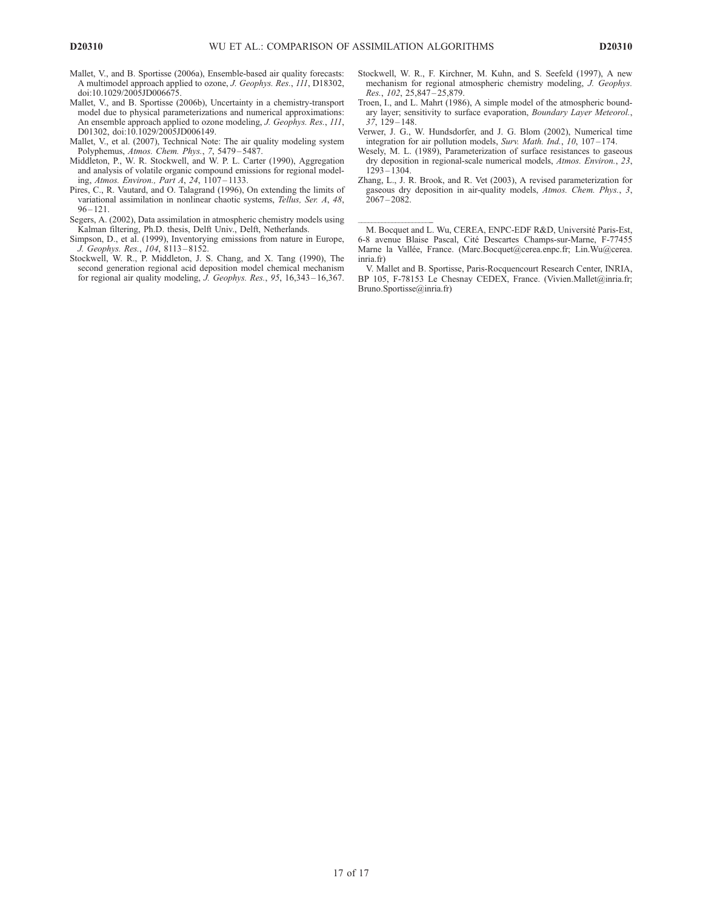Mallet, V., and B. Sportisse (2006a), Ensemble-based air quality forecasts: A multimodel approach applied to ozone, *J. Geophys. Res.*, *111*, D18302, doi:10.1029/2005JD006675.

Mallet, V., and B. Sportisse (2006b), Uncertainty in a chemistry-transport model due to physical parameterizations and numerical approximations: An ensemble approach applied to ozone modeling, *J. Geophys. Res.*, *111*, D01302, doi:10.1029/2005JD006149.

Mallet, V., et al. (2007), Technical Note: The air quality modeling system Polyphemus, *Atmos. Chem. Phys.*, *7*, 5479–5487.

Middleton, P., W. R. Stockwell, and W. P. L. Carter (1990), Aggregation and analysis of volatile organic compound emissions for regional modeling, *Atmos. Environ., Part A*, *24*, 1107–1133.

Pires, C., R. Vautard, and O. Talagrand (1996), On extending the limits of variational assimilation in nonlinear chaotic systems, *Tellus, Ser. A*, *48*, 96–121.

Segers, A. (2002), Data assimilation in atmospheric chemistry models using Kalman filtering, Ph.D. thesis, Delft Univ., Delft, Netherlands.

Simpson, D., et al. (1999), Inventorying emissions from nature in Europe, *J. Geophys. Res.*, *104*, 8113–8152.

Stockwell, W. R., P. Middleton, J. S. Chang, and X. Tang (1990), The second generation regional acid deposition model chemical mechanism for regional air quality modeling, *J. Geophys. Res.*, *95*, 16,343–16,367.

Stockwell, W. R., F. Kirchner, M. Kuhn, and S. Seefeld (1997), A new mechanism for regional atmospheric chemistry modeling, *J. Geophys. Res.*, *102*, 25,847–25,879.

Troen, I., and L. Mahrt (1986), A simple model of the atmospheric boundary layer; sensitivity to surface evaporation, *Boundary Layer Meteorol.*, *37*, 129–148.

Verwer, J. G., W. Hundsdorfer, and J. G. Blom (2002), Numerical time integration for air pollution models, *Surv. Math. Ind.*, *10*, 107–174.

Wesely, M. L. (1989), Parameterization of surface resistances to gaseous dry deposition in regional-scale numerical models, *Atmos. Environ.*, *23*, 1293–1304.

Zhang, L., J. R. Brook, and R. Vet (2003), A revised parameterization for gaseous dry deposition in air-quality models, *Atmos. Chem. Phys.*, *3*, 2067–2082.

---

M. Bocquet and L. Wu, CEREA, ENPC-EDF R&D, Université Paris-Est, 6-8 avenue Blaise Pascal, Cité Descartes Champs-sur-Marne, F-77455 Marne la Vallée, France. (Marc.Bocquet@cerea.enpc.fr; Lin.Wu@cerea.inria.fr)

V. Mallet and B. Sportisse, Paris-Rocquencourt Research Center, INRIA, BP 105, F-78153 Le Chesnay CEDEX, France. (Vivien.Mallet@inria.fr; Bruno.Sportisse@inria.fr)